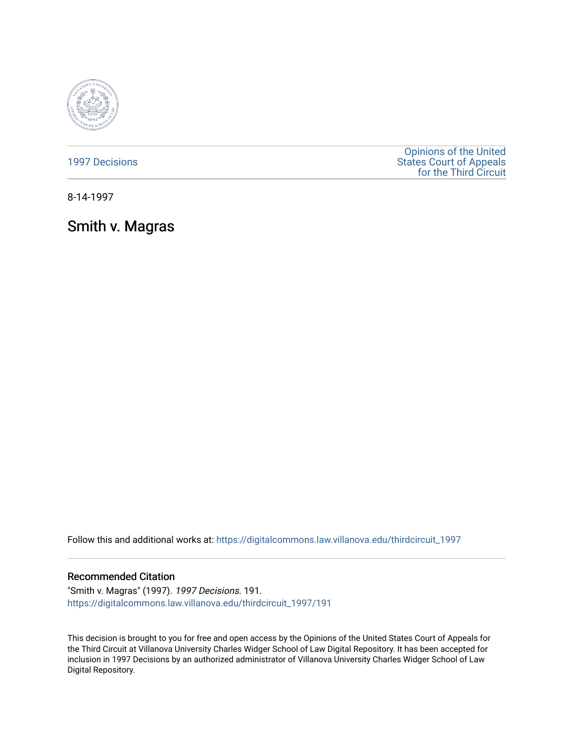1997 Decisions

Opinions of the United States Court of Appeals for the Third Circuit

8-14-1997

# Smith v. Magras

Follow this and additional works at: https://digitalcommons.law.villanova.edu/thirdcircuit_1997

## Recommended Citation

"Smith v. Magras" (1997). *1997 Decisions*. 191.
https://digitalcommons.law.villanova.edu/thirdcircuit_1997/191

This decision is brought to you for free and open access by the Opinions of the United States Court of Appeals for the Third Circuit at Villanova University Charles Widger School of Law Digital Repository. It has been accepted for inclusion in 1997 Decisions by an authorized administrator of Villanova University Charles Widger School of Law Digital Repository.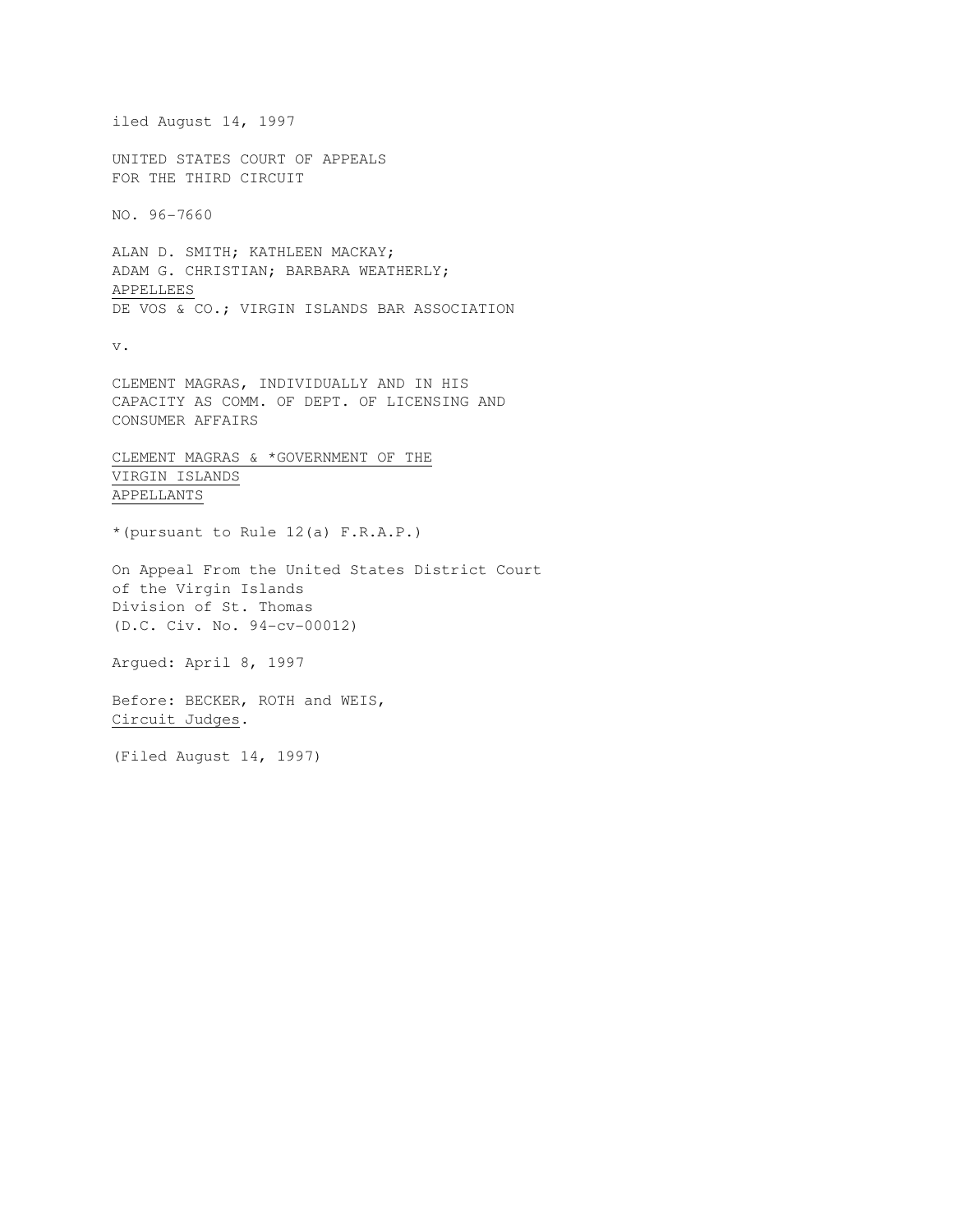iled August 14, 1997

UNITED STATES COURT OF APPEALS
FOR THE THIRD CIRCUIT

NO. 96-7660

ALAN D. SMITH; KATHLEEN MACKAY;
ADAM G. CHRISTIAN; BARBARA WEATHERLY;
APPELLEES
DE VOS & CO.; VIRGIN ISLANDS BAR ASSOCIATION

v.

CLEMENT MAGRAS, INDIVIDUALLY AND IN HIS
CAPACITY AS COMM. OF DEPT. OF LICENSING AND
CONSUMER AFFAIRS

CLEMENT MAGRAS & *GOVERNMENT OF THE
VIRGIN ISLANDS
APPELLANTS

*(pursuant to Rule 12(a) F.R.A.P.)

On Appeal From the United States District Court
of the Virgin Islands
Division of St. Thomas
(D.C. Civ. No. 94-cv-00012)

Argued: April 8, 1997

Before: BECKER, ROTH and WEIS,
Circuit Judges.

(Filed August 14, 1997)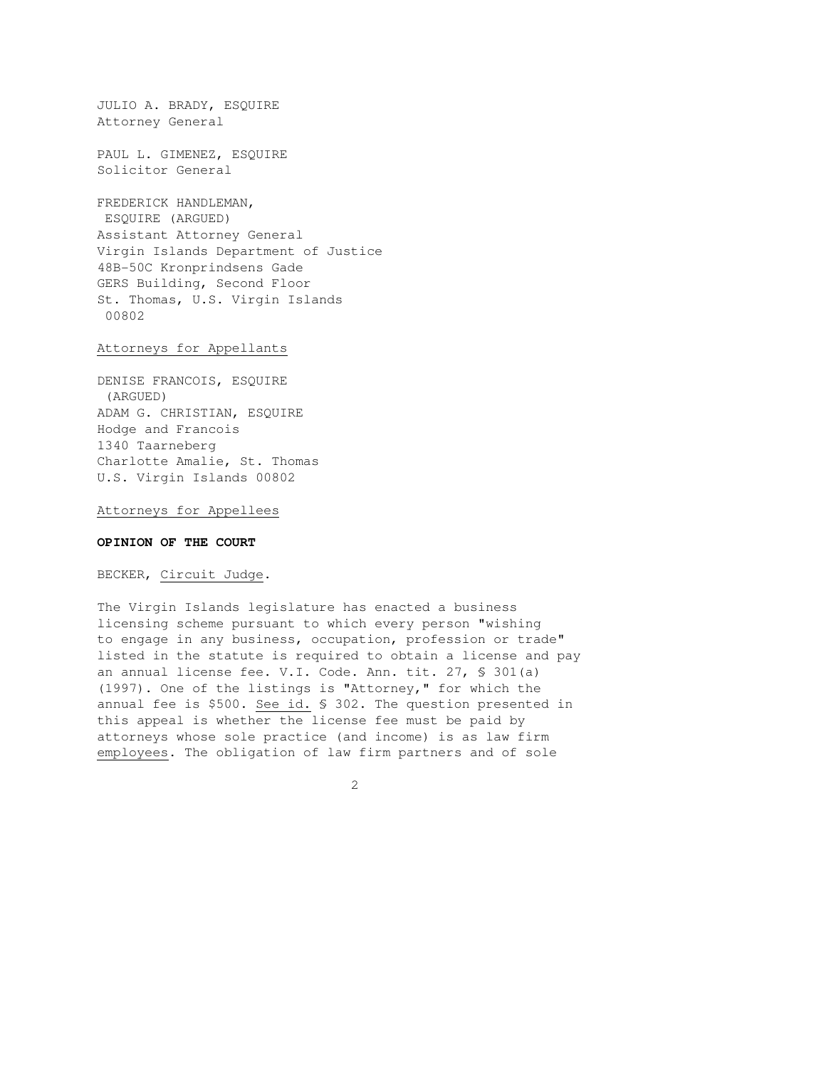JULIO A. BRADY, ESQUIRE
Attorney General

PAUL L. GIMENEZ, ESQUIRE
Solicitor General

FREDERICK HANDLEMAN,
ESQUIRE (ARGUED)
Assistant Attorney General
Virgin Islands Department of Justice
48B-50C Kronprindsens Gade
GERS Building, Second Floor
St. Thomas, U.S. Virgin Islands
00802

<u>Attorneys for Appellants</u>

DENISE FRANCOIS, ESQUIRE
(ARGUED)
ADAM G. CHRISTIAN, ESQUIRE
Hodge and Francois
1340 Taarneberg
Charlotte Amalie, St. Thomas
U.S. Virgin Islands 00802

<u>Attorneys for Appellees</u>

**OPINION OF THE COURT**

BECKER, <u>Circuit Judge</u>.

The Virgin Islands legislature has enacted a business licensing scheme pursuant to which every person "wishing to engage in any business, occupation, profession or trade" listed in the statute is required to obtain a license and pay an annual license fee. V.I. Code. Ann. tit. 27, § 301(a) (1997). One of the listings is "Attorney," for which the annual fee is $500. <u>See id.</u> § 302. The question presented in this appeal is whether the license fee must be paid by attorneys whose sole practice (and income) is as law firm <u>employees</u>. The obligation of law firm partners and of sole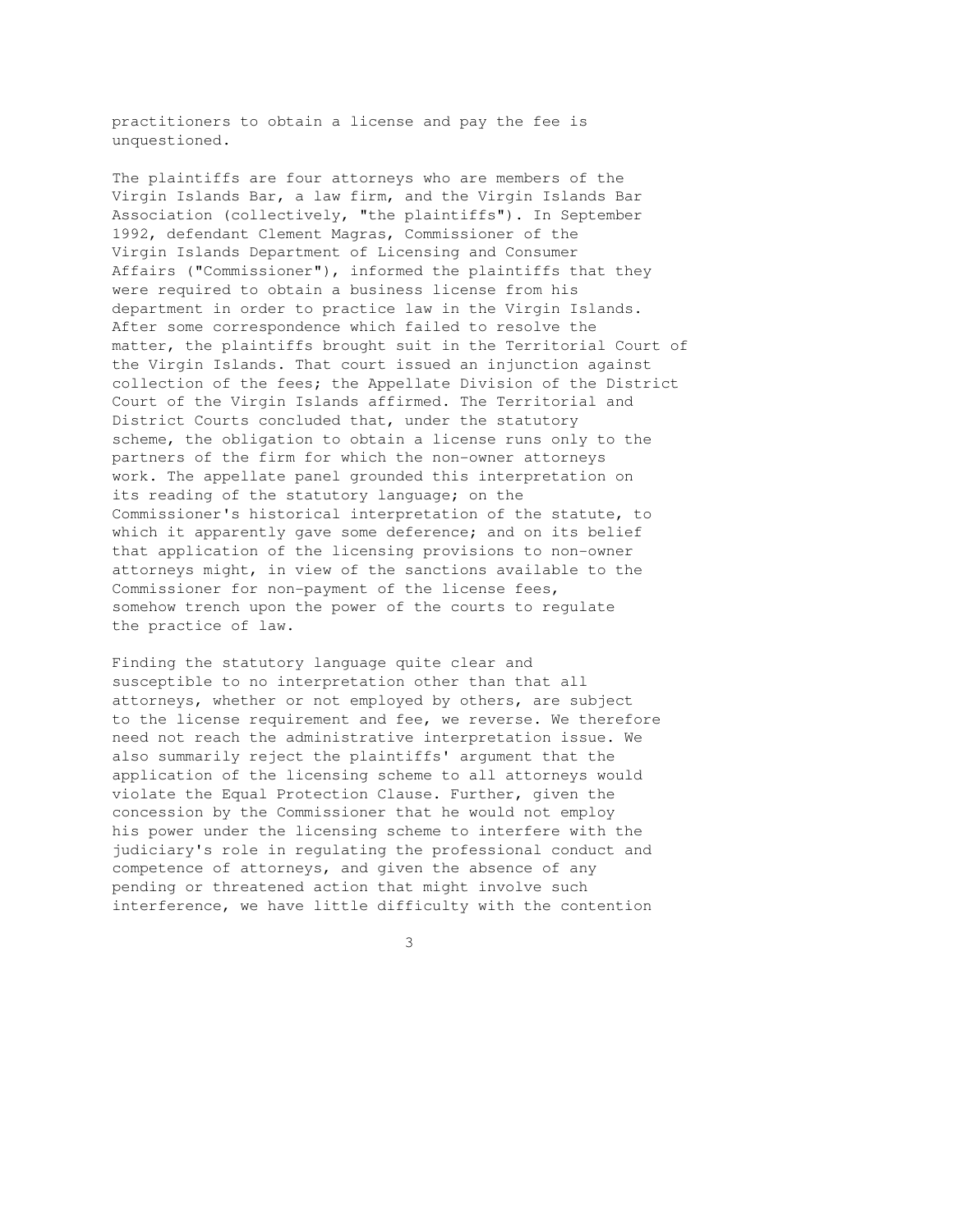practitioners to obtain a license and pay the fee is unquestioned.

The plaintiffs are four attorneys who are members of the Virgin Islands Bar, a law firm, and the Virgin Islands Bar Association (collectively, "the plaintiffs"). In September 1992, defendant Clement Magras, Commissioner of the Virgin Islands Department of Licensing and Consumer Affairs ("Commissioner"), informed the plaintiffs that they were required to obtain a business license from his department in order to practice law in the Virgin Islands. After some correspondence which failed to resolve the matter, the plaintiffs brought suit in the Territorial Court of the Virgin Islands. That court issued an injunction against collection of the fees; the Appellate Division of the District Court of the Virgin Islands affirmed. The Territorial and District Courts concluded that, under the statutory scheme, the obligation to obtain a license runs only to the partners of the firm for which the non-owner attorneys work. The appellate panel grounded this interpretation on its reading of the statutory language; on the Commissioner's historical interpretation of the statute, to which it apparently gave some deference; and on its belief that application of the licensing provisions to non-owner attorneys might, in view of the sanctions available to the Commissioner for non-payment of the license fees, somehow trench upon the power of the courts to regulate the practice of law.

Finding the statutory language quite clear and susceptible to no interpretation other than that all attorneys, whether or not employed by others, are subject to the license requirement and fee, we reverse. We therefore need not reach the administrative interpretation issue. We also summarily reject the plaintiffs' argument that the application of the licensing scheme to all attorneys would violate the Equal Protection Clause. Further, given the concession by the Commissioner that he would not employ his power under the licensing scheme to interfere with the judiciary's role in regulating the professional conduct and competence of attorneys, and given the absence of any pending or threatened action that might involve such interference, we have little difficulty with the contention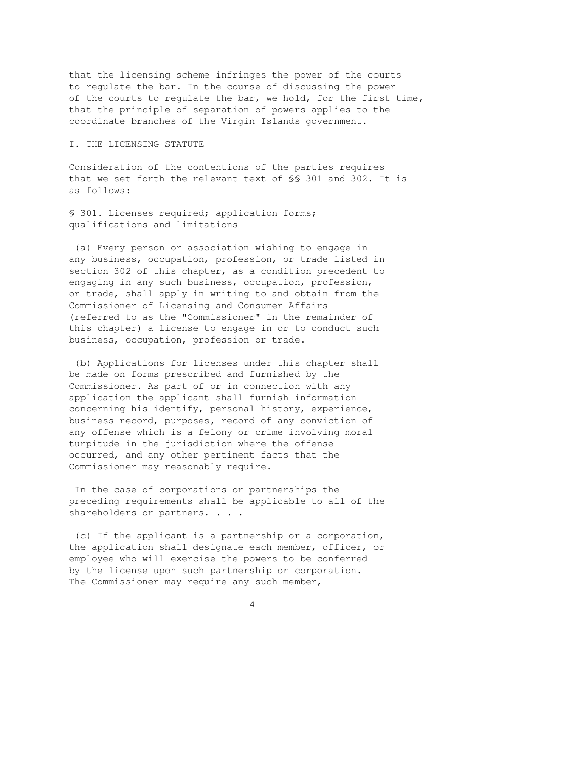that the licensing scheme infringes the power of the courts to regulate the bar. In the course of discussing the power of the courts to regulate the bar, we hold, for the first time, that the principle of separation of powers applies to the coordinate branches of the Virgin Islands government.

## I. THE LICENSING STATUTE

Consideration of the contentions of the parties requires that we set forth the relevant text of §§ 301 and 302. It is as follows:

§ 301. Licenses required; application forms; qualifications and limitations

(a) Every person or association wishing to engage in any business, occupation, profession, or trade listed in section 302 of this chapter, as a condition precedent to engaging in any such business, occupation, profession, or trade, shall apply in writing to and obtain from the Commissioner of Licensing and Consumer Affairs (referred to as the "Commissioner" in the remainder of this chapter) a license to engage in or to conduct such business, occupation, profession or trade.

(b) Applications for licenses under this chapter shall be made on forms prescribed and furnished by the Commissioner. As part of or in connection with any application the applicant shall furnish information concerning his identify, personal history, experience, business record, purposes, record of any conviction of any offense which is a felony or crime involving moral turpitude in the jurisdiction where the offense occurred, and any other pertinent facts that the Commissioner may reasonably require.

In the case of corporations or partnerships the preceding requirements shall be applicable to all of the shareholders or partners. . . .

(c) If the applicant is a partnership or a corporation, the application shall designate each member, officer, or employee who will exercise the powers to be conferred by the license upon such partnership or corporation. The Commissioner may require any such member,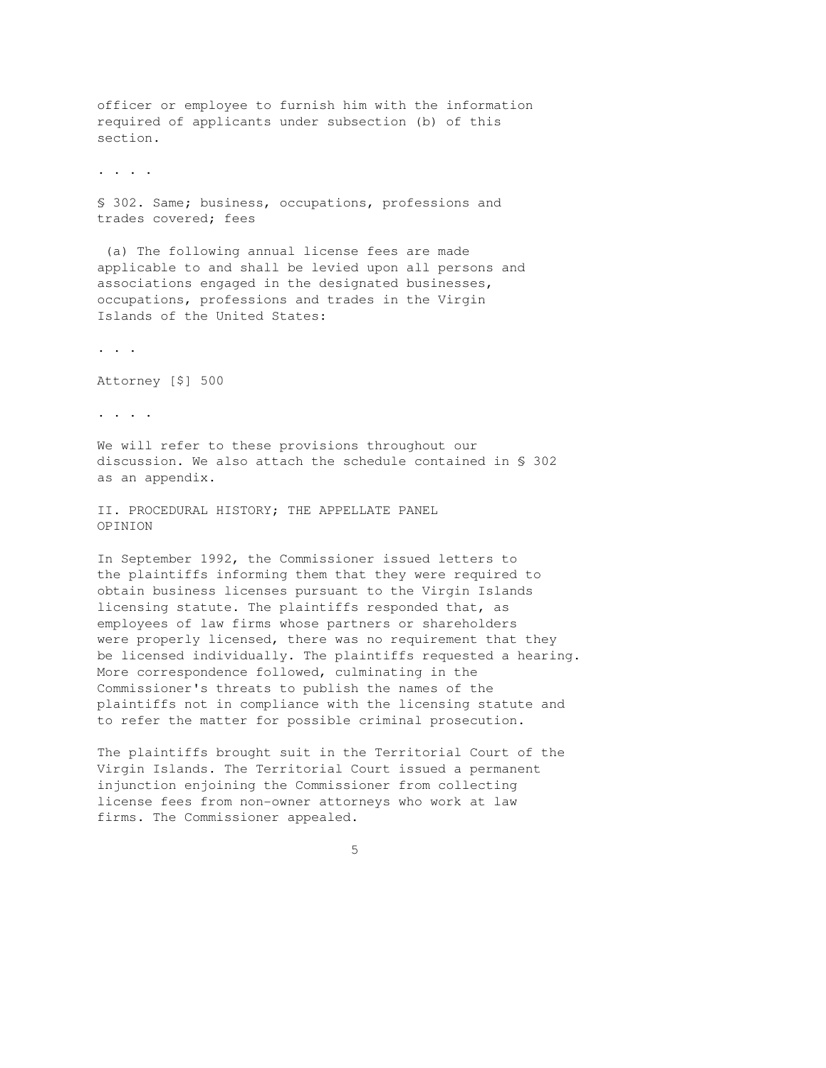officer or employee to furnish him with the information required of applicants under subsection (b) of this section.

. . . .

§ 302. Same; business, occupations, professions and trades covered; fees

(a) The following annual license fees are made applicable to and shall be levied upon all persons and associations engaged in the designated businesses, occupations, professions and trades in the Virgin Islands of the United States:

. . .

Attorney [$] 500

. . . .

We will refer to these provisions throughout our discussion. We also attach the schedule contained in § 302 as an appendix.

## II. PROCEDURAL HISTORY; THE APPELLATE PANEL OPINION

In September 1992, the Commissioner issued letters to the plaintiffs informing them that they were required to obtain business licenses pursuant to the Virgin Islands licensing statute. The plaintiffs responded that, as employees of law firms whose partners or shareholders were properly licensed, there was no requirement that they be licensed individually. The plaintiffs requested a hearing. More correspondence followed, culminating in the Commissioner's threats to publish the names of the plaintiffs not in compliance with the licensing statute and to refer the matter for possible criminal prosecution.

The plaintiffs brought suit in the Territorial Court of the Virgin Islands. The Territorial Court issued a permanent injunction enjoining the Commissioner from collecting license fees from non-owner attorneys who work at law firms. The Commissioner appealed.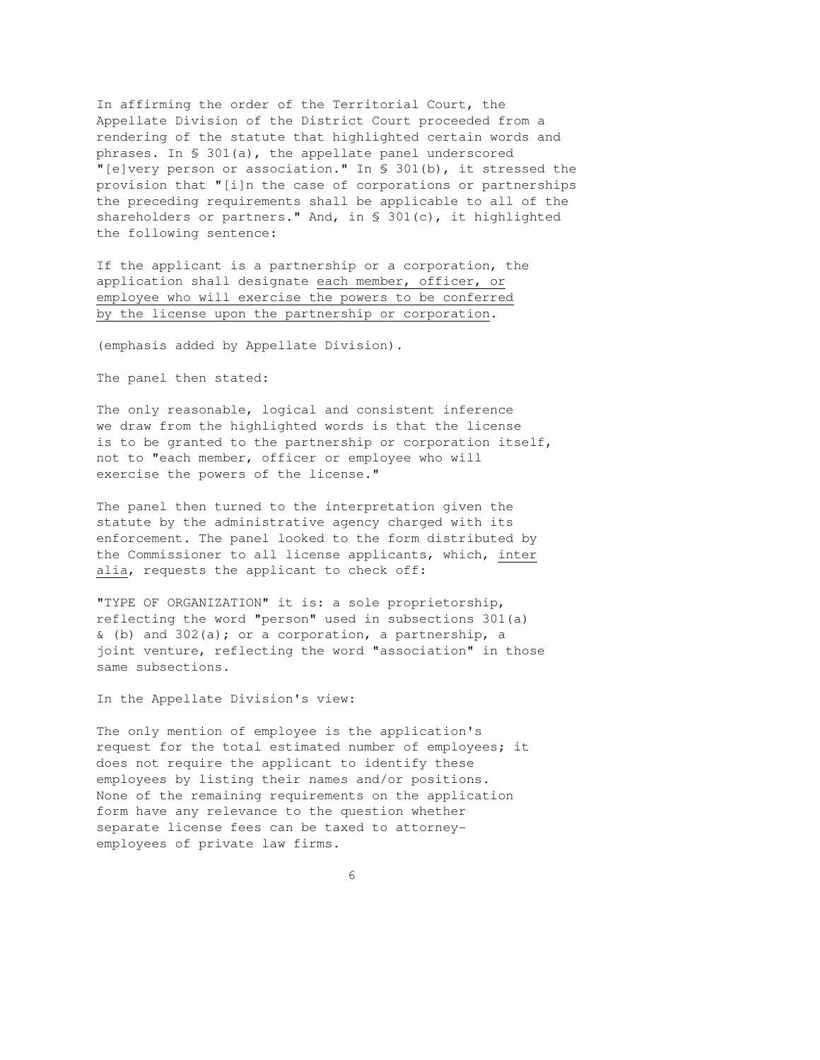In affirming the order of the Territorial Court, the Appellate Division of the District Court proceeded from a rendering of the statute that highlighted certain words and phrases. In § 301(a), the appellate panel underscored "[e]very person or association." In § 301(b), it stressed the provision that "[i]n the case of corporations or partnerships the preceding requirements shall be applicable to all of the shareholders or partners." And, in § 301(c), it highlighted the following sentence:

> If the applicant is a partnership or a corporation, the application shall designate <u>each member, officer, or employee who will exercise the powers to be conferred by the license upon the partnership or corporation</u>.

(emphasis added by Appellate Division).

The panel then stated:

> The only reasonable, logical and consistent inference we draw from the highlighted words is that the license is to be granted to the partnership or corporation itself, not to "each member, officer or employee who will exercise the powers of the license."

The panel then turned to the interpretation given the statute by the administrative agency charged with its enforcement. The panel looked to the form distributed by the Commissioner to all license applicants, which, <u>inter alia</u>, requests the applicant to check off:

> "TYPE OF ORGANIZATION" it is: a sole proprietorship, reflecting the word "person" used in subsections 301(a) & (b) and 302(a); or a corporation, a partnership, a joint venture, reflecting the word "association" in those same subsections.

In the Appellate Division's view:

> The only mention of employee is the application's request for the total estimated number of employees; it does not require the applicant to identify these employees by listing their names and/or positions. None of the remaining requirements on the application form have any relevance to the question whether separate license fees can be taxed to attorney-employees of private law firms.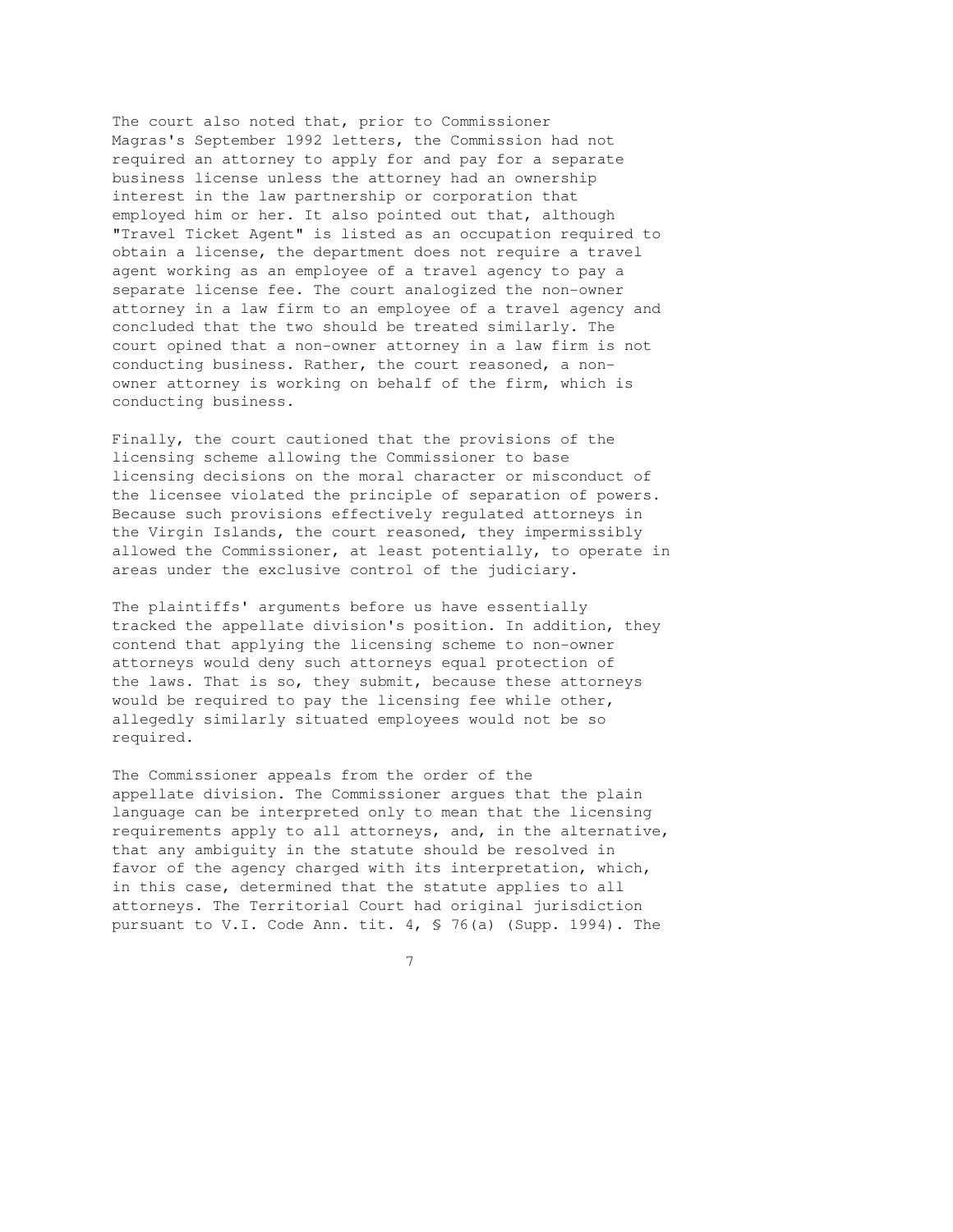The court also noted that, prior to Commissioner Magras's September 1992 letters, the Commission had not required an attorney to apply for and pay for a separate business license unless the attorney had an ownership interest in the law partnership or corporation that employed him or her. It also pointed out that, although "Travel Ticket Agent" is listed as an occupation required to obtain a license, the department does not require a travel agent working as an employee of a travel agency to pay a separate license fee. The court analogized the non-owner attorney in a law firm to an employee of a travel agency and concluded that the two should be treated similarly. The court opined that a non-owner attorney in a law firm is not conducting business. Rather, the court reasoned, a non-owner attorney is working on behalf of the firm, which is conducting business.

Finally, the court cautioned that the provisions of the licensing scheme allowing the Commissioner to base licensing decisions on the moral character or misconduct of the licensee violated the principle of separation of powers. Because such provisions effectively regulated attorneys in the Virgin Islands, the court reasoned, they impermissibly allowed the Commissioner, at least potentially, to operate in areas under the exclusive control of the judiciary.

The plaintiffs' arguments before us have essentially tracked the appellate division's position. In addition, they contend that applying the licensing scheme to non-owner attorneys would deny such attorneys equal protection of the laws. That is so, they submit, because these attorneys would be required to pay the licensing fee while other, allegedly similarly situated employees would not be so required.

The Commissioner appeals from the order of the appellate division. The Commissioner argues that the plain language can be interpreted only to mean that the licensing requirements apply to all attorneys, and, in the alternative, that any ambiguity in the statute should be resolved in favor of the agency charged with its interpretation, which, in this case, determined that the statute applies to all attorneys. The Territorial Court had original jurisdiction pursuant to V.I. Code Ann. tit. 4, § 76(a) (Supp. 1994). The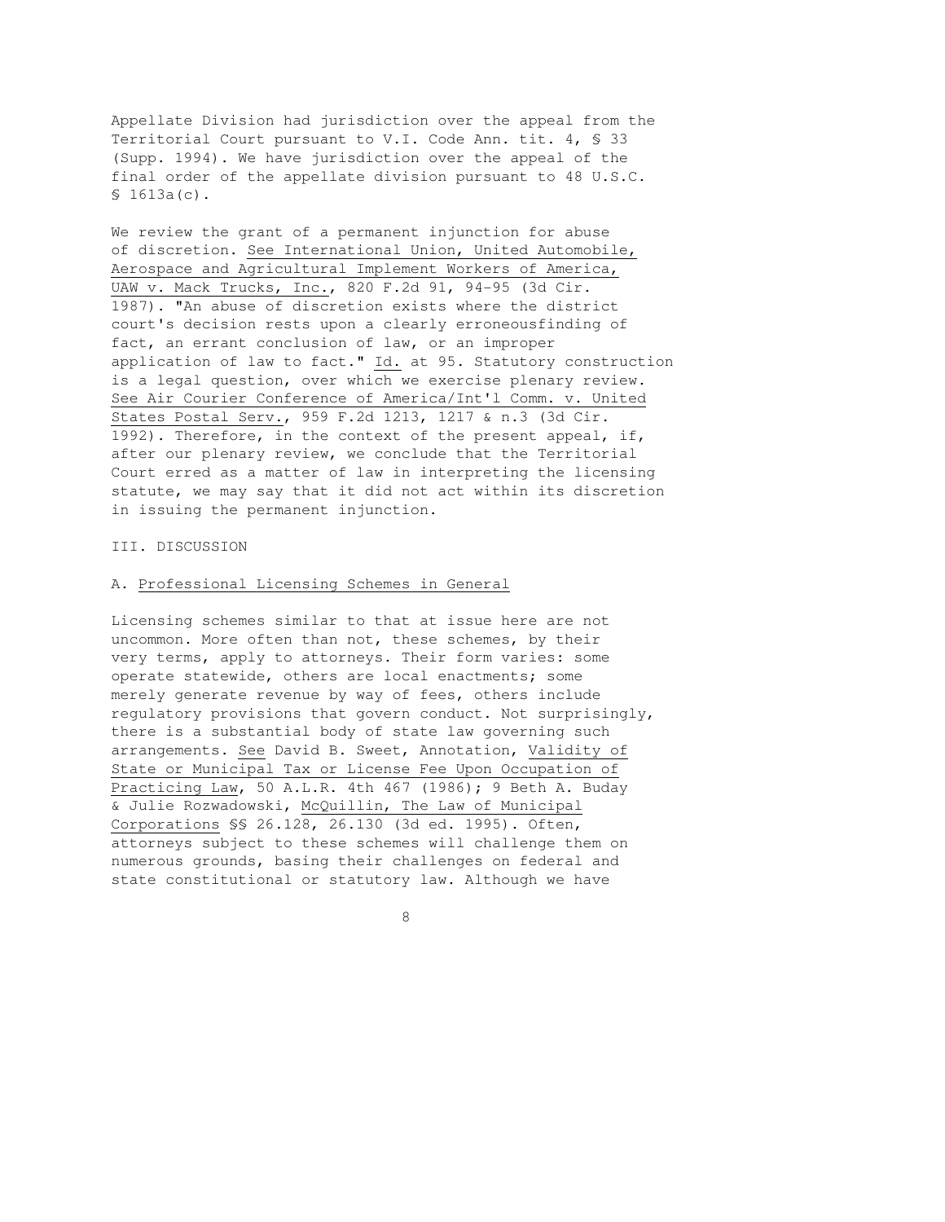Appellate Division had jurisdiction over the appeal from the Territorial Court pursuant to V.I. Code Ann. tit. 4, § 33 (Supp. 1994). We have jurisdiction over the appeal of the final order of the appellate division pursuant to 48 U.S.C. § 1613a(c).

We review the grant of a permanent injunction for abuse of discretion. See International Union, United Automobile, Aerospace and Agricultural Implement Workers of America, UAW v. Mack Trucks, Inc., 820 F.2d 91, 94-95 (3d Cir. 1987). "An abuse of discretion exists where the district court's decision rests upon a clearly erroneousfinding of fact, an errant conclusion of law, or an improper application of law to fact." Id. at 95. Statutory construction is a legal question, over which we exercise plenary review. See Air Courier Conference of America/Int'l Comm. v. United States Postal Serv., 959 F.2d 1213, 1217 & n.3 (3d Cir. 1992). Therefore, in the context of the present appeal, if, after our plenary review, we conclude that the Territorial Court erred as a matter of law in interpreting the licensing statute, we may say that it did not act within its discretion in issuing the permanent injunction.

## III. DISCUSSION

### A. Professional Licensing Schemes in General

Licensing schemes similar to that at issue here are not uncommon. More often than not, these schemes, by their very terms, apply to attorneys. Their form varies: some operate statewide, others are local enactments; some merely generate revenue by way of fees, others include regulatory provisions that govern conduct. Not surprisingly, there is a substantial body of state law governing such arrangements. See David B. Sweet, Annotation, Validity of State or Municipal Tax or License Fee Upon Occupation of Practicing Law, 50 A.L.R. 4th 467 (1986); 9 Beth A. Buday & Julie Rozwadowski, McQuillin, The Law of Municipal Corporations §§ 26.128, 26.130 (3d ed. 1995). Often, attorneys subject to these schemes will challenge them on numerous grounds, basing their challenges on federal and state constitutional or statutory law. Although we have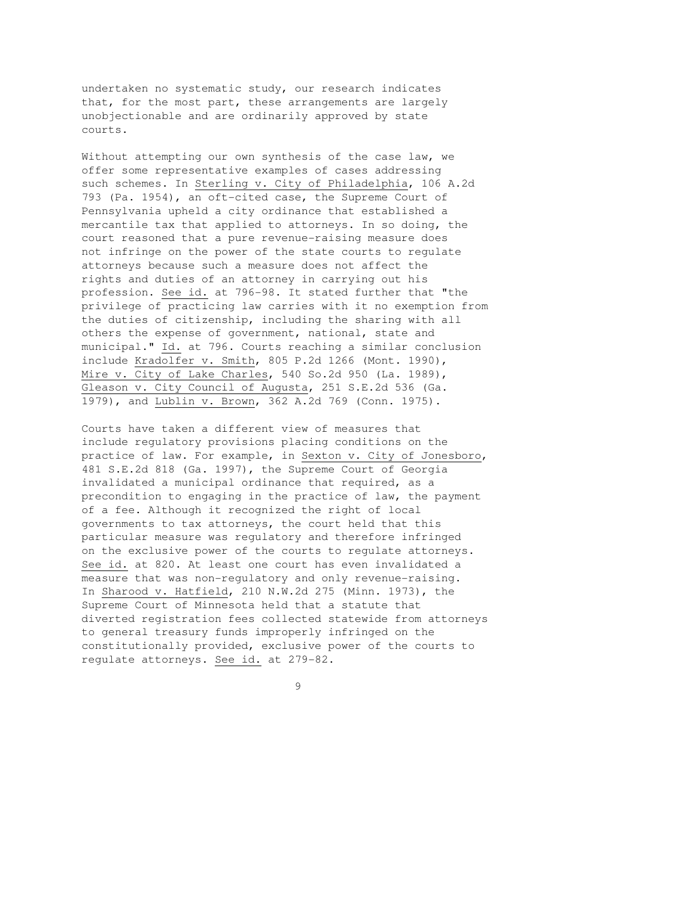undertaken no systematic study, our research indicates that, for the most part, these arrangements are largely unobjectionable and are ordinarily approved by state courts.

Without attempting our own synthesis of the case law, we offer some representative examples of cases addressing such schemes. In Sterling v. City of Philadelphia, 106 A.2d 793 (Pa. 1954), an oft-cited case, the Supreme Court of Pennsylvania upheld a city ordinance that established a mercantile tax that applied to attorneys. In so doing, the court reasoned that a pure revenue-raising measure does not infringe on the power of the state courts to regulate attorneys because such a measure does not affect the rights and duties of an attorney in carrying out his profession. See id. at 796-98. It stated further that "the privilege of practicing law carries with it no exemption from the duties of citizenship, including the sharing with all others the expense of government, national, state and municipal." Id. at 796. Courts reaching a similar conclusion include Kradolfer v. Smith, 805 P.2d 1266 (Mont. 1990), Mire v. City of Lake Charles, 540 So.2d 950 (La. 1989), Gleason v. City Council of Augusta, 251 S.E.2d 536 (Ga. 1979), and Lublin v. Brown, 362 A.2d 769 (Conn. 1975).

Courts have taken a different view of measures that include regulatory provisions placing conditions on the practice of law. For example, in Sexton v. City of Jonesboro, 481 S.E.2d 818 (Ga. 1997), the Supreme Court of Georgia invalidated a municipal ordinance that required, as a precondition to engaging in the practice of law, the payment of a fee. Although it recognized the right of local governments to tax attorneys, the court held that this particular measure was regulatory and therefore infringed on the exclusive power of the courts to regulate attorneys. See id. at 820. At least one court has even invalidated a measure that was non-regulatory and only revenue-raising. In Sharood v. Hatfield, 210 N.W.2d 275 (Minn. 1973), the Supreme Court of Minnesota held that a statute that diverted registration fees collected statewide from attorneys to general treasury funds improperly infringed on the constitutionally provided, exclusive power of the courts to regulate attorneys. See id. at 279-82.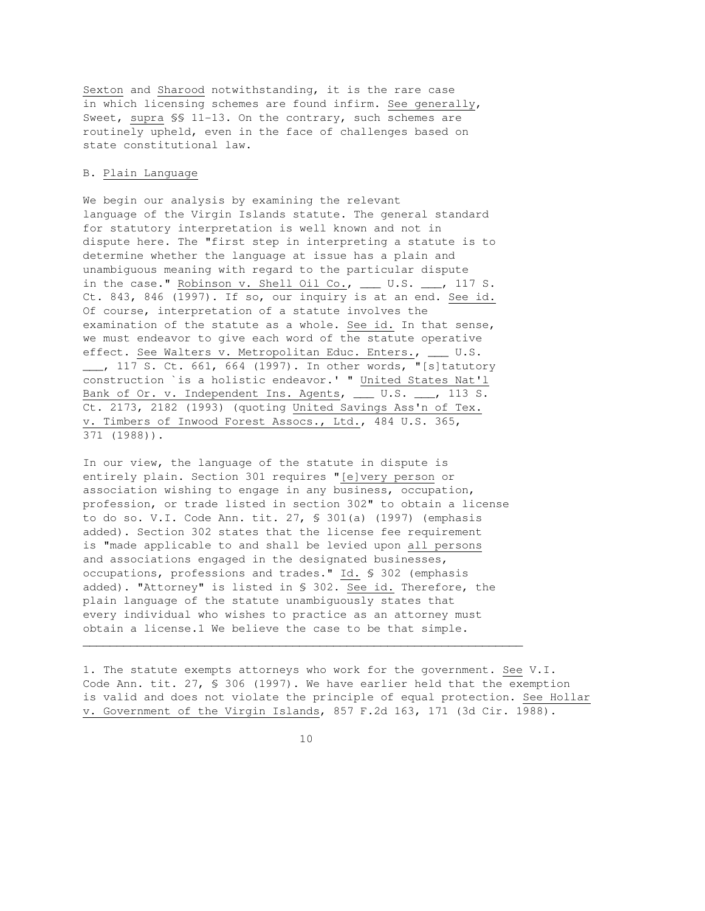Sexton and Sharood notwithstanding, it is the rare case in which licensing schemes are found infirm. See generally, Sweet, supra §§ 11-13. On the contrary, such schemes are routinely upheld, even in the face of challenges based on state constitutional law.

B. Plain Language

We begin our analysis by examining the relevant language of the Virgin Islands statute. The general standard for statutory interpretation is well known and not in dispute here. The "first step in interpreting a statute is to determine whether the language at issue has a plain and unambiguous meaning with regard to the particular dispute in the case." Robinson v. Shell Oil Co., ___ U.S. ___, 117 S. Ct. 843, 846 (1997). If so, our inquiry is at an end. See id. Of course, interpretation of a statute involves the examination of the statute as a whole. See id. In that sense, we must endeavor to give each word of the statute operative effect. See Walters v. Metropolitan Educ. Enters., ___ U.S. ___, 117 S. Ct. 661, 664 (1997). In other words, "[s]tatutory construction `is a holistic endeavor.' " United States Nat'l Bank of Or. v. Independent Ins. Agents, ___ U.S. ___, 113 S. Ct. 2173, 2182 (1993) (quoting United Savings Ass'n of Tex. v. Timbers of Inwood Forest Assocs., Ltd., 484 U.S. 365, 371 (1988)).

In our view, the language of the statute in dispute is entirely plain. Section 301 requires "[e]very person or association wishing to engage in any business, occupation, profession, or trade listed in section 302" to obtain a license to do so. V.I. Code Ann. tit. 27, § 301(a) (1997) (emphasis added). Section 302 states that the license fee requirement is "made applicable to and shall be levied upon all persons and associations engaged in the designated businesses, occupations, professions and trades." Id. § 302 (emphasis added). "Attorney" is listed in § 302. See id. Therefore, the plain language of the statute unambiguously states that every individual who wishes to practice as an attorney must obtain a license.[1] We believe the case to be that simple.

---

1. The statute exempts attorneys who work for the government. See V.I. Code Ann. tit. 27, § 306 (1997). We have earlier held that the exemption is valid and does not violate the principle of equal protection. See Hollar v. Government of the Virgin Islands, 857 F.2d 163, 171 (3d Cir. 1988).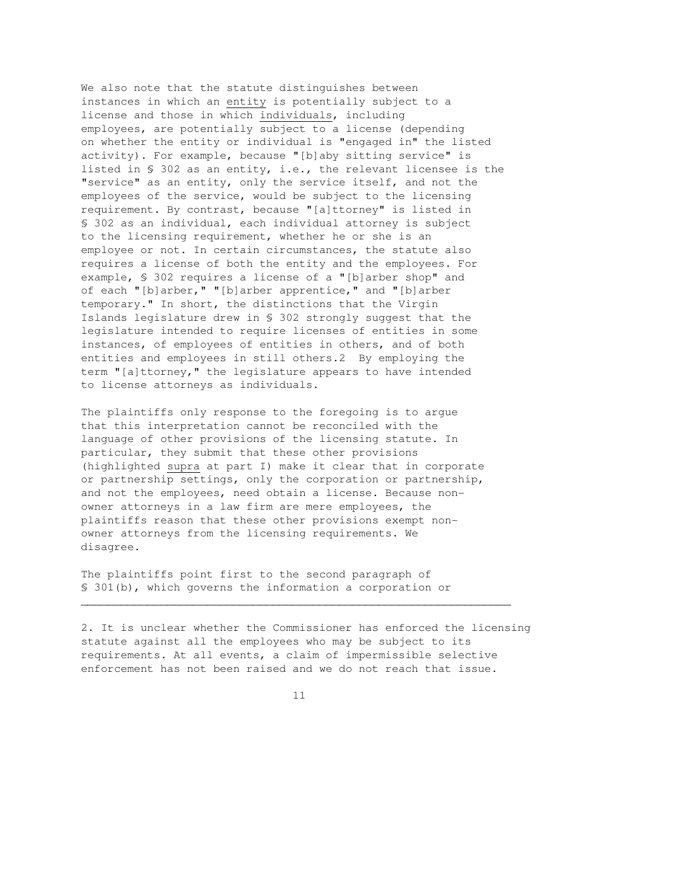We also note that the statute distinguishes between instances in which an _entity_ is potentially subject to a license and those in which _individuals_, including employees, are potentially subject to a license (depending on whether the entity or individual is "engaged in" the listed activity). For example, because "[b]aby sitting service" is listed in § 302 as an entity, i.e., the relevant licensee is the "service" as an entity, only the service itself, and not the employees of the service, would be subject to the licensing requirement. By contrast, because "[a]ttorney" is listed in § 302 as an individual, each individual attorney is subject to the licensing requirement, whether he or she is an employee or not. In certain circumstances, the statute also requires a license of both the entity and the employees. For example, § 302 requires a license of a "[b]arber shop" and of each "[b]arber," "[b]arber apprentice," and "[b]arber temporary." In short, the distinctions that the Virgin Islands legislature drew in § 302 strongly suggest that the legislature intended to require licenses of entities in some instances, of employees of entities in others, and of both entities and employees in still others.[2] By employing the term "[a]ttorney," the legislature appears to have intended to license attorneys as individuals.

The plaintiffs only response to the foregoing is to argue that this interpretation cannot be reconciled with the language of other provisions of the licensing statute. In particular, they submit that these other provisions (highlighted _supra_ at part I) make it clear that in corporate or partnership settings, only the corporation or partnership, and not the employees, need obtain a license. Because non-owner attorneys in a law firm are mere employees, the plaintiffs reason that these other provisions exempt non-owner attorneys from the licensing requirements. We disagree.

The plaintiffs point first to the second paragraph of § 301(b), which governs the information a corporation or

---

2. It is unclear whether the Commissioner has enforced the licensing statute against all the employees who may be subject to its requirements. At all events, a claim of impermissible selective enforcement has not been raised and we do not reach that issue.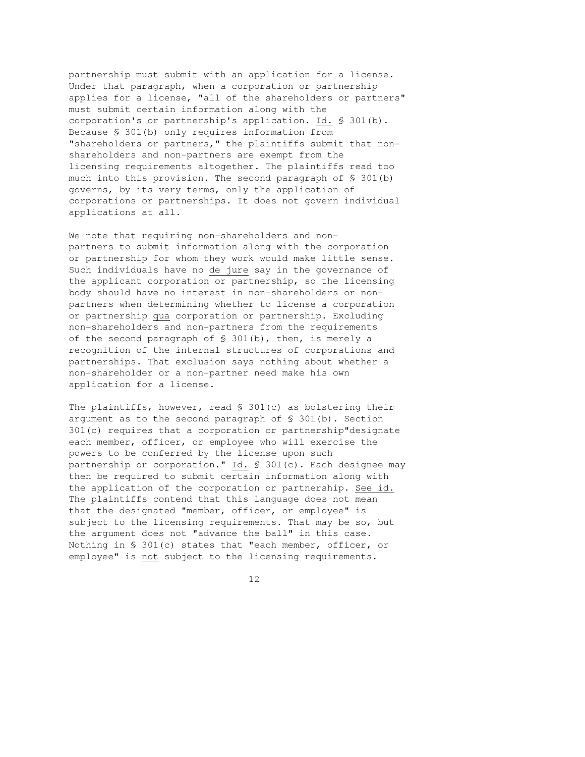partnership must submit with an application for a license. Under that paragraph, when a corporation or partnership applies for a license, "all of the shareholders or partners" must submit certain information along with the corporation's or partnership's application. Id. § 301(b). Because § 301(b) only requires information from "shareholders or partners," the plaintiffs submit that non-shareholders and non-partners are exempt from the licensing requirements altogether. The plaintiffs read too much into this provision. The second paragraph of § 301(b) governs, by its very terms, only the application of corporations or partnerships. It does not govern individual applications at all.

We note that requiring non-shareholders and non-partners to submit information along with the corporation or partnership for whom they work would make little sense. Such individuals have no de jure say in the governance of the applicant corporation or partnership, so the licensing body should have no interest in non-shareholders or non-partners when determining whether to license a corporation or partnership qua corporation or partnership. Excluding non-shareholders and non-partners from the requirements of the second paragraph of § 301(b), then, is merely a recognition of the internal structures of corporations and partnerships. That exclusion says nothing about whether a non-shareholder or a non-partner need make his own application for a license.

The plaintiffs, however, read § 301(c) as bolstering their argument as to the second paragraph of § 301(b). Section 301(c) requires that a corporation or partnership"designate each member, officer, or employee who will exercise the powers to be conferred by the license upon such partnership or corporation." Id. § 301(c). Each designee may then be required to submit certain information along with the application of the corporation or partnership. See id. The plaintiffs contend that this language does not mean that the designated "member, officer, or employee" is subject to the licensing requirements. That may be so, but the argument does not "advance the ball" in this case. Nothing in § 301(c) states that "each member, officer, or employee" is not subject to the licensing requirements.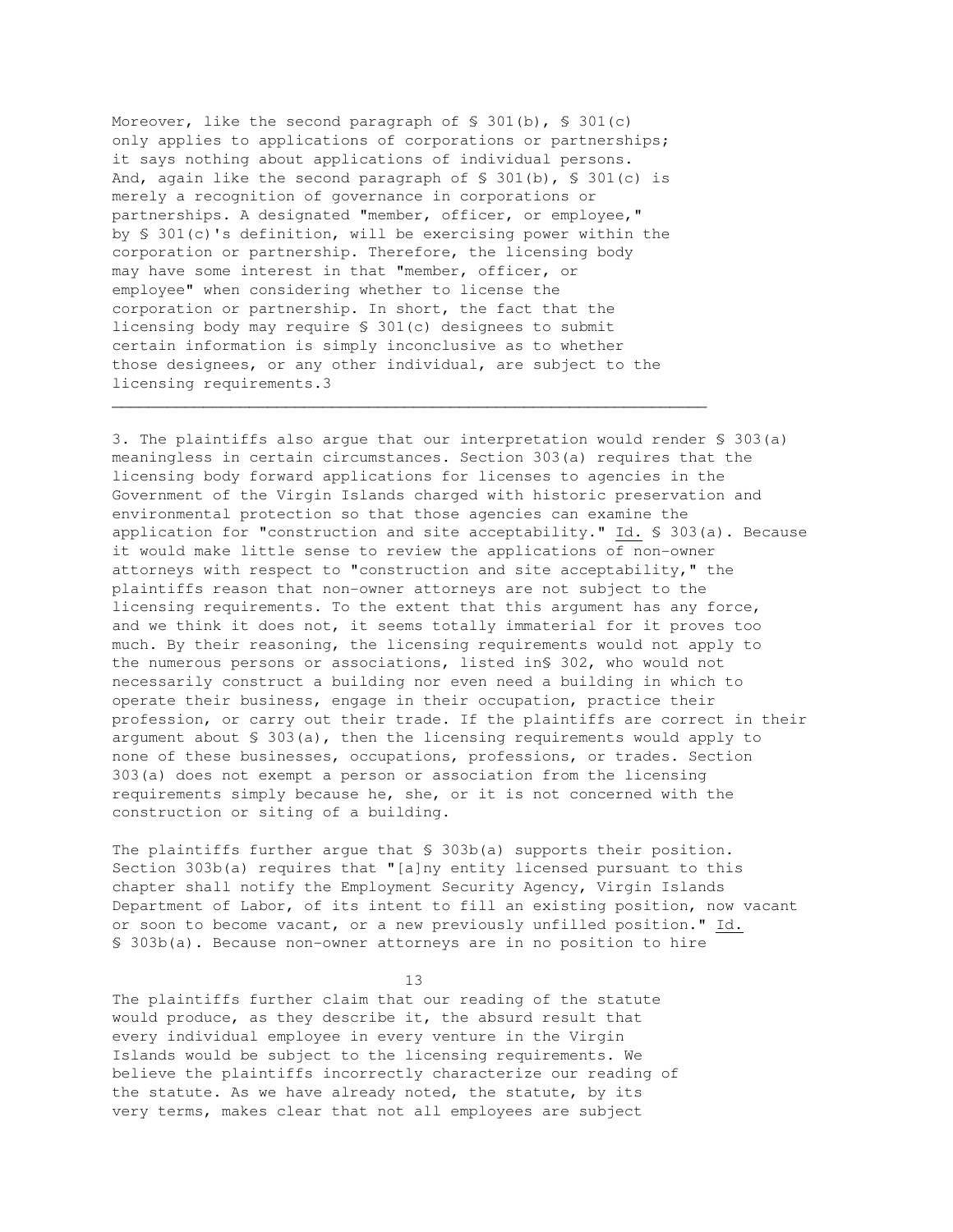Moreover, like the second paragraph of § 301(b), § 301(c) only applies to applications of corporations or partnerships; it says nothing about applications of individual persons. And, again like the second paragraph of § 301(b), § 301(c) is merely a recognition of governance in corporations or partnerships. A designated "member, officer, or employee," by § 301(c)'s definition, will be exercising power within the corporation or partnership. Therefore, the licensing body may have some interest in that "member, officer, or employee" when considering whether to license the corporation or partnership. In short, the fact that the licensing body may require § 301(c) designees to submit certain information is simply inconclusive as to whether those designees, or any other individual, are subject to the licensing requirements.3

---

3. The plaintiffs also argue that our interpretation would render § 303(a) meaningless in certain circumstances. Section 303(a) requires that the licensing body forward applications for licenses to agencies in the Government of the Virgin Islands charged with historic preservation and environmental protection so that those agencies can examine the application for "construction and site acceptability." Id. § 303(a). Because it would make little sense to review the applications of non-owner attorneys with respect to "construction and site acceptability," the plaintiffs reason that non-owner attorneys are not subject to the licensing requirements. To the extent that this argument has any force, and we think it does not, it seems totally immaterial for it proves too much. By their reasoning, the licensing requirements would not apply to the numerous persons or associations, listed in§ 302, who would not necessarily construct a building nor even need a building in which to operate their business, engage in their occupation, practice their profession, or carry out their trade. If the plaintiffs are correct in their argument about § 303(a), then the licensing requirements would apply to none of these businesses, occupations, professions, or trades. Section 303(a) does not exempt a person or association from the licensing requirements simply because he, she, or it is not concerned with the construction or siting of a building.

The plaintiffs further argue that § 303b(a) supports their position. Section 303b(a) requires that "[a]ny entity licensed pursuant to this chapter shall notify the Employment Security Agency, Virgin Islands Department of Labor, of its intent to fill an existing position, now vacant or soon to become vacant, or a new previously unfilled position." Id. § 303b(a). Because non-owner attorneys are in no position to hire

The plaintiffs further claim that our reading of the statute would produce, as they describe it, the absurd result that every individual employee in every venture in the Virgin Islands would be subject to the licensing requirements. We believe the plaintiffs incorrectly characterize our reading of the statute. As we have already noted, the statute, by its very terms, makes clear that not all employees are subject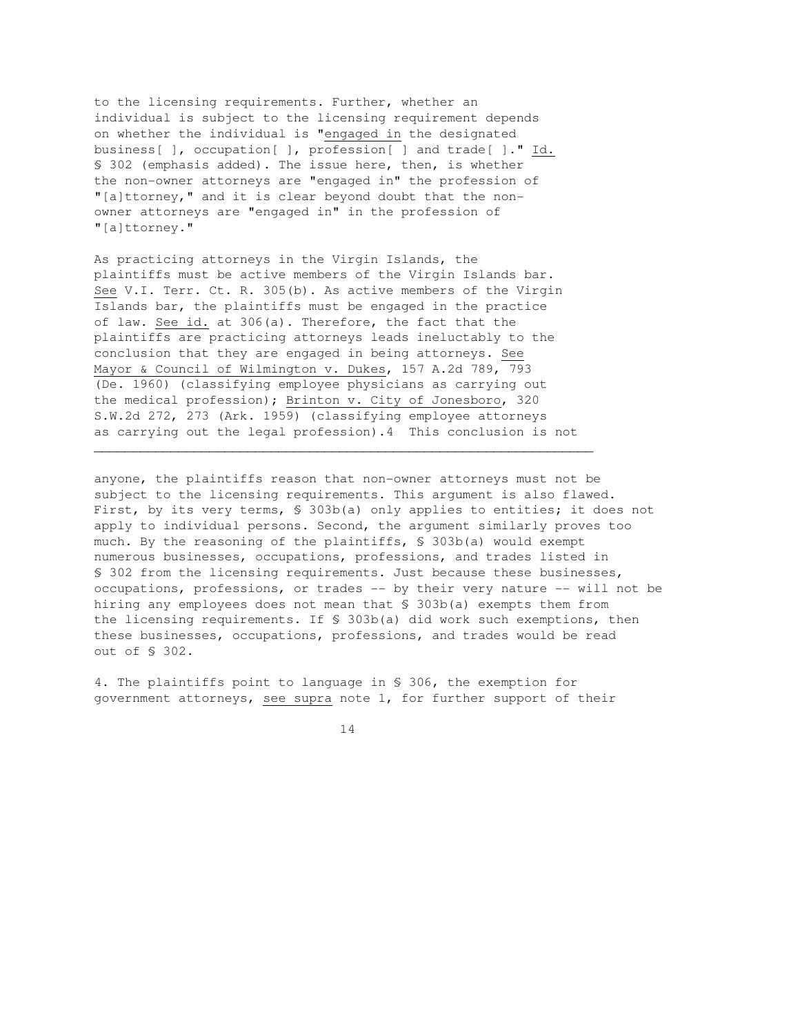to the licensing requirements. Further, whether an individual is subject to the licensing requirement depends on whether the individual is "engaged in the designated business[ ], occupation[ ], profession[ ] and trade[ ]." Id. § 302 (emphasis added). The issue here, then, is whether the non-owner attorneys are "engaged in" the profession of "[a]ttorney," and it is clear beyond doubt that the non-owner attorneys are "engaged in" in the profession of "[a]ttorney."

As practicing attorneys in the Virgin Islands, the plaintiffs must be active members of the Virgin Islands bar. See V.I. Terr. Ct. R. 305(b). As active members of the Virgin Islands bar, the plaintiffs must be engaged in the practice of law. See id. at 306(a). Therefore, the fact that the plaintiffs are practicing attorneys leads ineluctably to the conclusion that they are engaged in being attorneys. See Mayor & Council of Wilmington v. Dukes, 157 A.2d 789, 793 (De. 1960) (classifying employee physicians as carrying out the medical profession); Brinton v. City of Jonesboro, 320 S.W.2d 272, 273 (Ark. 1959) (classifying employee attorneys as carrying out the legal profession).[4] This conclusion is not

---

anyone, the plaintiffs reason that non-owner attorneys must not be subject to the licensing requirements. This argument is also flawed. First, by its very terms, § 303b(a) only applies to entities; it does not apply to individual persons. Second, the argument similarly proves too much. By the reasoning of the plaintiffs, § 303b(a) would exempt numerous businesses, occupations, professions, and trades listed in § 302 from the licensing requirements. Just because these businesses, occupations, professions, or trades -- by their very nature -- will not be hiring any employees does not mean that § 303b(a) exempts them from the licensing requirements. If § 303b(a) did work such exemptions, then these businesses, occupations, professions, and trades would be read out of § 302.

4. The plaintiffs point to language in § 306, the exemption for government attorneys, see supra note 1, for further support of their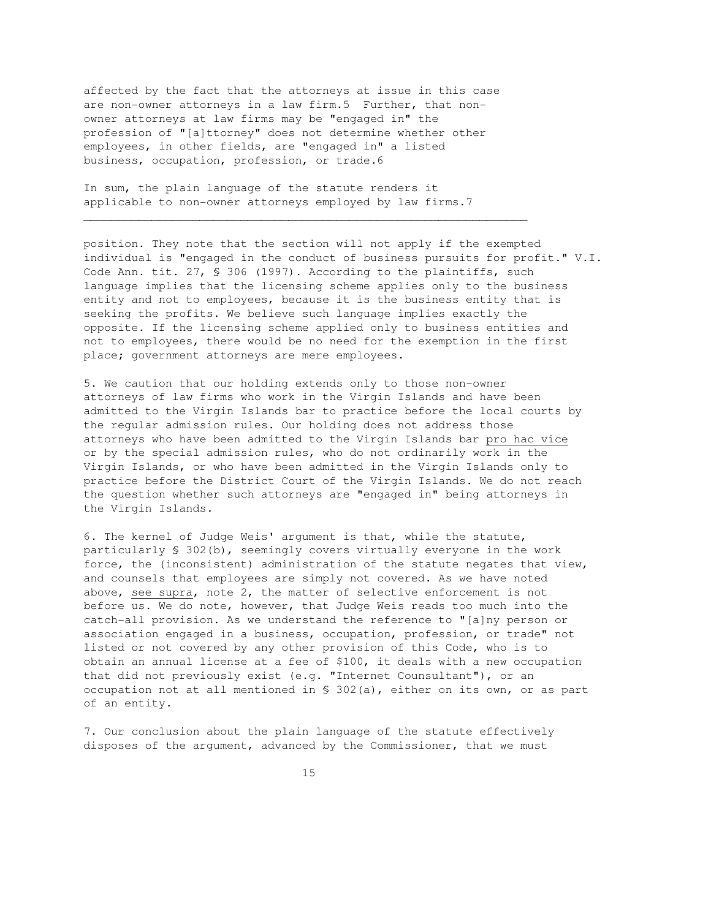affected by the fact that the attorneys at issue in this case are non-owner attorneys in a law firm.5 Further, that non-owner attorneys at law firms may be "engaged in" the profession of "[a]ttorney" does not determine whether other employees, in other fields, are "engaged in" a listed business, occupation, profession, or trade.6

In sum, the plain language of the statute renders it applicable to non-owner attorneys employed by law firms.7

---

position. They note that the section will not apply if the exempted individual is "engaged in the conduct of business pursuits for profit." V.I. Code Ann. tit. 27, § 306 (1997). According to the plaintiffs, such language implies that the licensing scheme applies only to the business entity and not to employees, because it is the business entity that is seeking the profits. We believe such language implies exactly the opposite. If the licensing scheme applied only to business entities and not to employees, there would be no need for the exemption in the first place; government attorneys are mere employees.

5. We caution that our holding extends only to those non-owner attorneys of law firms who work in the Virgin Islands and have been admitted to the Virgin Islands bar to practice before the local courts by the regular admission rules. Our holding does not address those attorneys who have been admitted to the Virgin Islands bar pro hac vice or by the special admission rules, who do not ordinarily work in the Virgin Islands, or who have been admitted in the Virgin Islands only to practice before the District Court of the Virgin Islands. We do not reach the question whether such attorneys are "engaged in" being attorneys in the Virgin Islands.

6. The kernel of Judge Weis' argument is that, while the statute, particularly § 302(b), seemingly covers virtually everyone in the work force, the (inconsistent) administration of the statute negates that view, and counsels that employees are simply not covered. As we have noted above, see supra, note 2, the matter of selective enforcement is not before us. We do note, however, that Judge Weis reads too much into the catch-all provision. As we understand the reference to "[a]ny person or association engaged in a business, occupation, profession, or trade" not listed or not covered by any other provision of this Code, who is to obtain an annual license at a fee of $100, it deals with a new occupation that did not previously exist (e.g. "Internet Counsultant"), or an occupation not at all mentioned in § 302(a), either on its own, or as part of an entity.

7. Our conclusion about the plain language of the statute effectively disposes of the argument, advanced by the Commissioner, that we must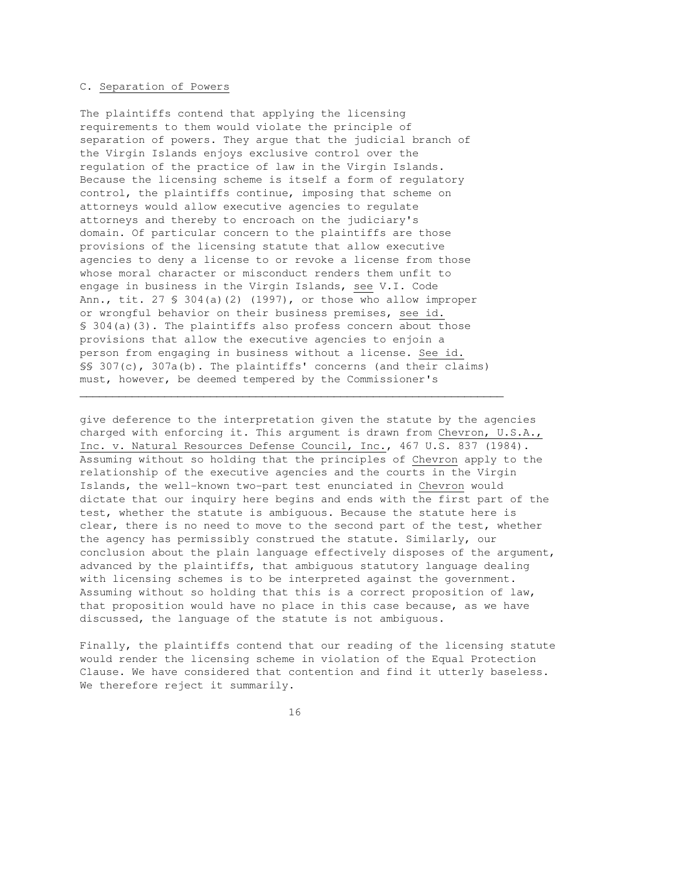C. Separation of Powers

The plaintiffs contend that applying the licensing requirements to them would violate the principle of separation of powers. They argue that the judicial branch of the Virgin Islands enjoys exclusive control over the regulation of the practice of law in the Virgin Islands. Because the licensing scheme is itself a form of regulatory control, the plaintiffs continue, imposing that scheme on attorneys would allow executive agencies to regulate attorneys and thereby to encroach on the judiciary's domain. Of particular concern to the plaintiffs are those provisions of the licensing statute that allow executive agencies to deny a license to or revoke a license from those whose moral character or misconduct renders them unfit to engage in business in the Virgin Islands, see V.I. Code Ann., tit. 27 § 304(a)(2) (1997), or those who allow improper or wrongful behavior on their business premises, see id. § 304(a)(3). The plaintiffs also profess concern about those provisions that allow the executive agencies to enjoin a person from engaging in business without a license. See id. §§ 307(c), 307a(b). The plaintiffs' concerns (and their claims) must, however, be deemed tempered by the Commissioner's

---

give deference to the interpretation given the statute by the agencies charged with enforcing it. This argument is drawn from Chevron, U.S.A., Inc. v. Natural Resources Defense Council, Inc., 467 U.S. 837 (1984). Assuming without so holding that the principles of Chevron apply to the relationship of the executive agencies and the courts in the Virgin Islands, the well-known two-part test enunciated in Chevron would dictate that our inquiry here begins and ends with the first part of the test, whether the statute is ambiguous. Because the statute here is clear, there is no need to move to the second part of the test, whether the agency has permissibly construed the statute. Similarly, our conclusion about the plain language effectively disposes of the argument, advanced by the plaintiffs, that ambiguous statutory language dealing with licensing schemes is to be interpreted against the government. Assuming without so holding that this is a correct proposition of law, that proposition would have no place in this case because, as we have discussed, the language of the statute is not ambiguous.

Finally, the plaintiffs contend that our reading of the licensing statute would render the licensing scheme in violation of the Equal Protection Clause. We have considered that contention and find it utterly baseless. We therefore reject it summarily.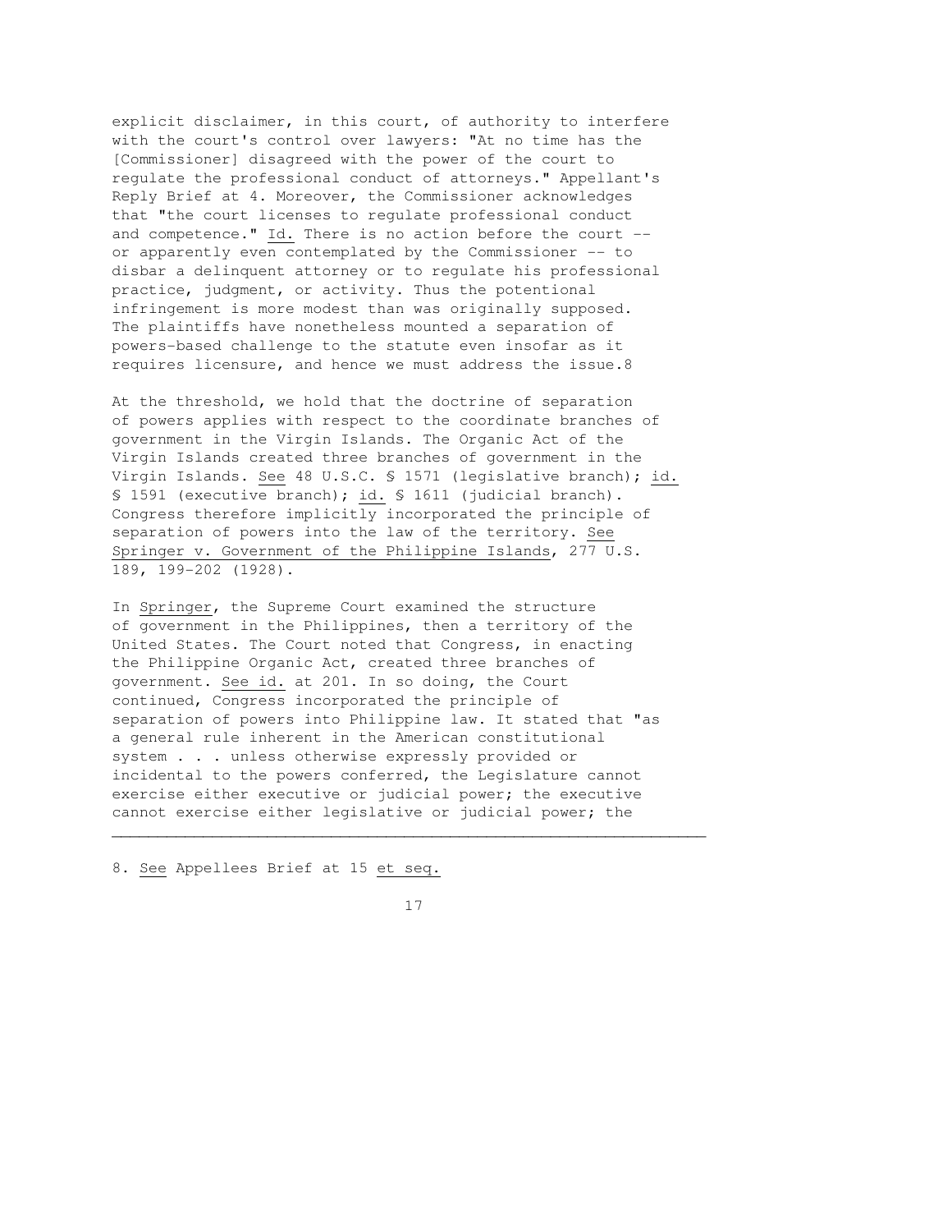explicit disclaimer, in this court, of authority to interfere with the court's control over lawyers: "At no time has the [Commissioner] disagreed with the power of the court to regulate the professional conduct of attorneys." Appellant's Reply Brief at 4. Moreover, the Commissioner acknowledges that "the court licenses to regulate professional conduct and competence." Id. There is no action before the court -- or apparently even contemplated by the Commissioner -- to disbar a delinquent attorney or to regulate his professional practice, judgment, or activity. Thus the potentional infringement is more modest than was originally supposed. The plaintiffs have nonetheless mounted a separation of powers-based challenge to the statute even insofar as it requires licensure, and hence we must address the issue.[8]

At the threshold, we hold that the doctrine of separation of powers applies with respect to the coordinate branches of government in the Virgin Islands. The Organic Act of the Virgin Islands created three branches of government in the Virgin Islands. See 48 U.S.C. § 1571 (legislative branch); id. § 1591 (executive branch); id. § 1611 (judicial branch). Congress therefore implicitly incorporated the principle of separation of powers into the law of the territory. See Springer v. Government of the Philippine Islands, 277 U.S. 189, 199-202 (1928).

In Springer, the Supreme Court examined the structure of government in the Philippines, then a territory of the United States. The Court noted that Congress, in enacting the Philippine Organic Act, created three branches of government. See id. at 201. In so doing, the Court continued, Congress incorporated the principle of separation of powers into Philippine law. It stated that "as a general rule inherent in the American constitutional system . . . unless otherwise expressly provided or incidental to the powers conferred, the Legislature cannot exercise either executive or judicial power; the executive cannot exercise either legislative or judicial power; the

---

8. See Appellees Brief at 15 et seq.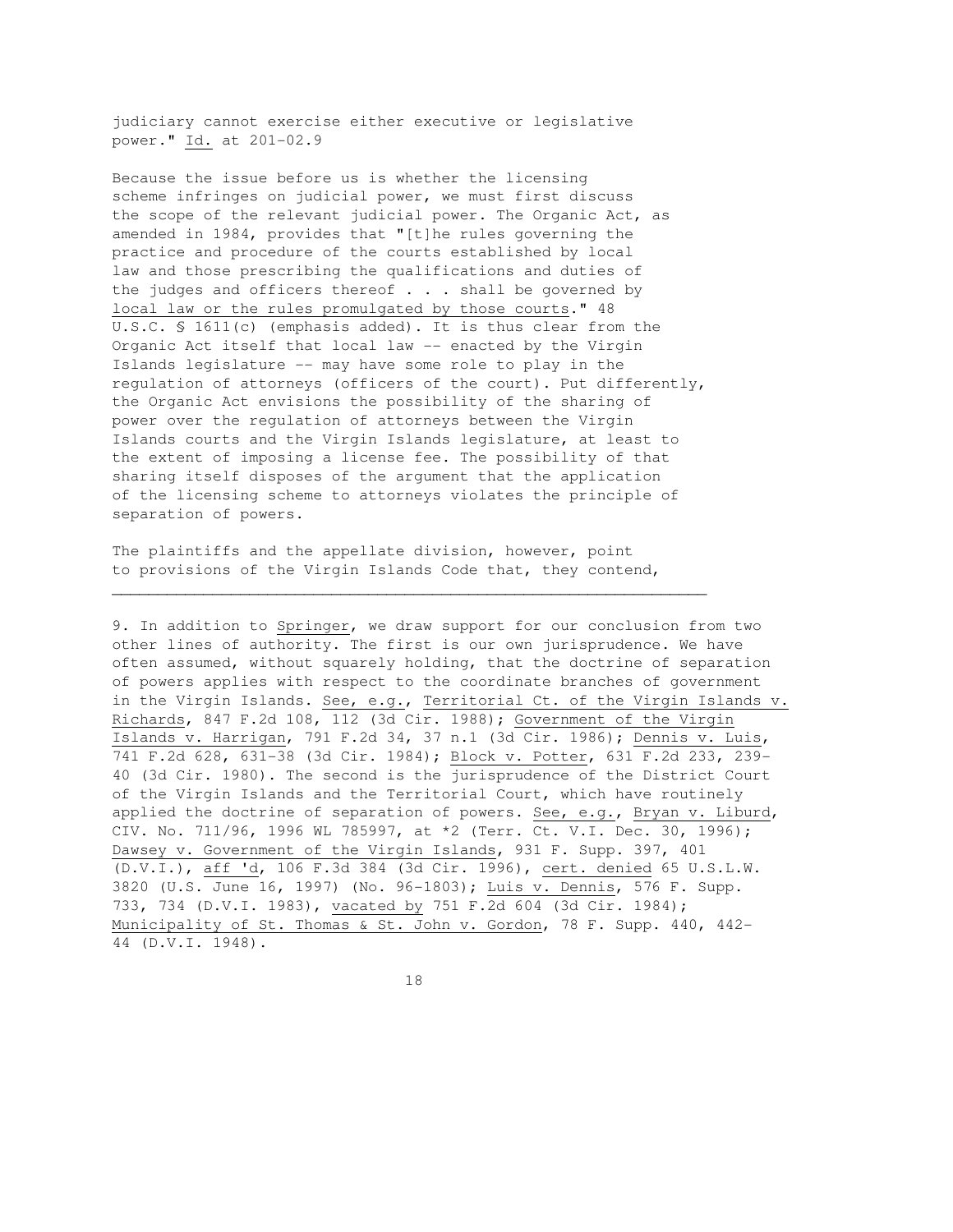judiciary cannot exercise either executive or legislative power." Id. at 201-02.9

Because the issue before us is whether the licensing scheme infringes on judicial power, we must first discuss the scope of the relevant judicial power. The Organic Act, as amended in 1984, provides that "[t]he rules governing the practice and procedure of the courts established by local law and those prescribing the qualifications and duties of the judges and officers thereof . . . shall be governed by local law or the rules promulgated by those courts." 48 U.S.C. § 1611(c) (emphasis added). It is thus clear from the Organic Act itself that local law -- enacted by the Virgin Islands legislature -- may have some role to play in the regulation of attorneys (officers of the court). Put differently, the Organic Act envisions the possibility of the sharing of power over the regulation of attorneys between the Virgin Islands courts and the Virgin Islands legislature, at least to the extent of imposing a license fee. The possibility of that sharing itself disposes of the argument that the application of the licensing scheme to attorneys violates the principle of separation of powers.

The plaintiffs and the appellate division, however, point to provisions of the Virgin Islands Code that, they contend,

---

9. In addition to Springer, we draw support for our conclusion from two other lines of authority. The first is our own jurisprudence. We have often assumed, without squarely holding, that the doctrine of separation of powers applies with respect to the coordinate branches of government in the Virgin Islands. See, e.g., Territorial Ct. of the Virgin Islands v. Richards, 847 F.2d 108, 112 (3d Cir. 1988); Government of the Virgin Islands v. Harrigan, 791 F.2d 34, 37 n.1 (3d Cir. 1986); Dennis v. Luis, 741 F.2d 628, 631-38 (3d Cir. 1984); Block v. Potter, 631 F.2d 233, 239-40 (3d Cir. 1980). The second is the jurisprudence of the District Court of the Virgin Islands and the Territorial Court, which have routinely applied the doctrine of separation of powers. See, e.g., Bryan v. Liburd, CIV. No. 711/96, 1996 WL 785997, at *2 (Terr. Ct. V.I. Dec. 30, 1996); Dawsey v. Government of the Virgin Islands, 931 F. Supp. 397, 401 (D.V.I.), aff 'd, 106 F.3d 384 (3d Cir. 1996), cert. denied 65 U.S.L.W. 3820 (U.S. June 16, 1997) (No. 96-1803); Luis v. Dennis, 576 F. Supp. 733, 734 (D.V.I. 1983), vacated by 751 F.2d 604 (3d Cir. 1984); Municipality of St. Thomas & St. John v. Gordon, 78 F. Supp. 440, 442-44 (D.V.I. 1948).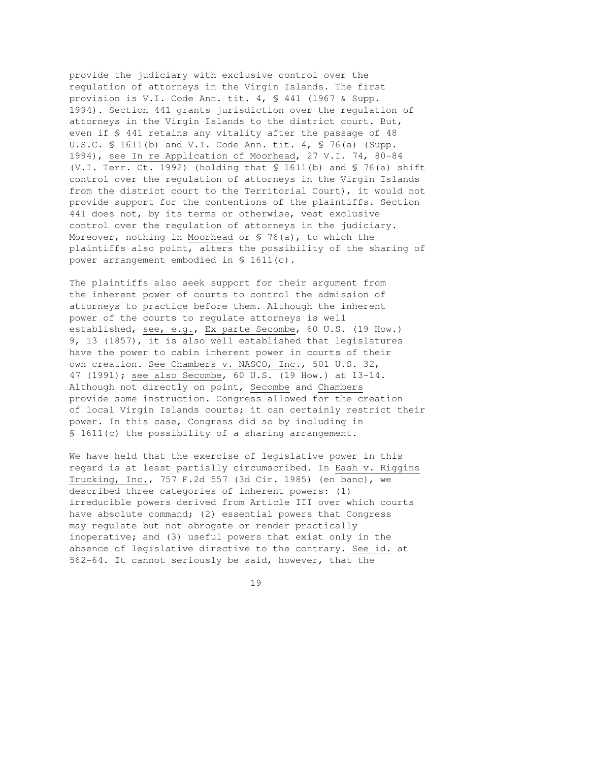provide the judiciary with exclusive control over the regulation of attorneys in the Virgin Islands. The first provision is V.I. Code Ann. tit. 4, § 441 (1967 & Supp. 1994). Section 441 grants jurisdiction over the regulation of attorneys in the Virgin Islands to the district court. But, even if § 441 retains any vitality after the passage of 48 U.S.C. § 1611(b) and V.I. Code Ann. tit. 4, § 76(a) (Supp. 1994), see In re Application of Moorhead, 27 V.I. 74, 80-84 (V.I. Terr. Ct. 1992) (holding that § 1611(b) and § 76(a) shift control over the regulation of attorneys in the Virgin Islands from the district court to the Territorial Court), it would not provide support for the contentions of the plaintiffs. Section 441 does not, by its terms or otherwise, vest exclusive control over the regulation of attorneys in the judiciary. Moreover, nothing in Moorhead or § 76(a), to which the plaintiffs also point, alters the possibility of the sharing of power arrangement embodied in § 1611(c).

The plaintiffs also seek support for their argument from the inherent power of courts to control the admission of attorneys to practice before them. Although the inherent power of the courts to regulate attorneys is well established, see, e.g., Ex parte Secombe, 60 U.S. (19 How.) 9, 13 (1857), it is also well established that legislatures have the power to cabin inherent power in courts of their own creation. See Chambers v. NASCO, Inc., 501 U.S. 32, 47 (1991); see also Secombe, 60 U.S. (19 How.) at 13-14. Although not directly on point, Secombe and Chambers provide some instruction. Congress allowed for the creation of local Virgin Islands courts; it can certainly restrict their power. In this case, Congress did so by including in § 1611(c) the possibility of a sharing arrangement.

We have held that the exercise of legislative power in this regard is at least partially circumscribed. In Eash v. Riggins Trucking, Inc., 757 F.2d 557 (3d Cir. 1985) (en banc), we described three categories of inherent powers: (1) irreducible powers derived from Article III over which courts have absolute command; (2) essential powers that Congress may regulate but not abrogate or render practically inoperative; and (3) useful powers that exist only in the absence of legislative directive to the contrary. See id. at 562-64. It cannot seriously be said, however, that the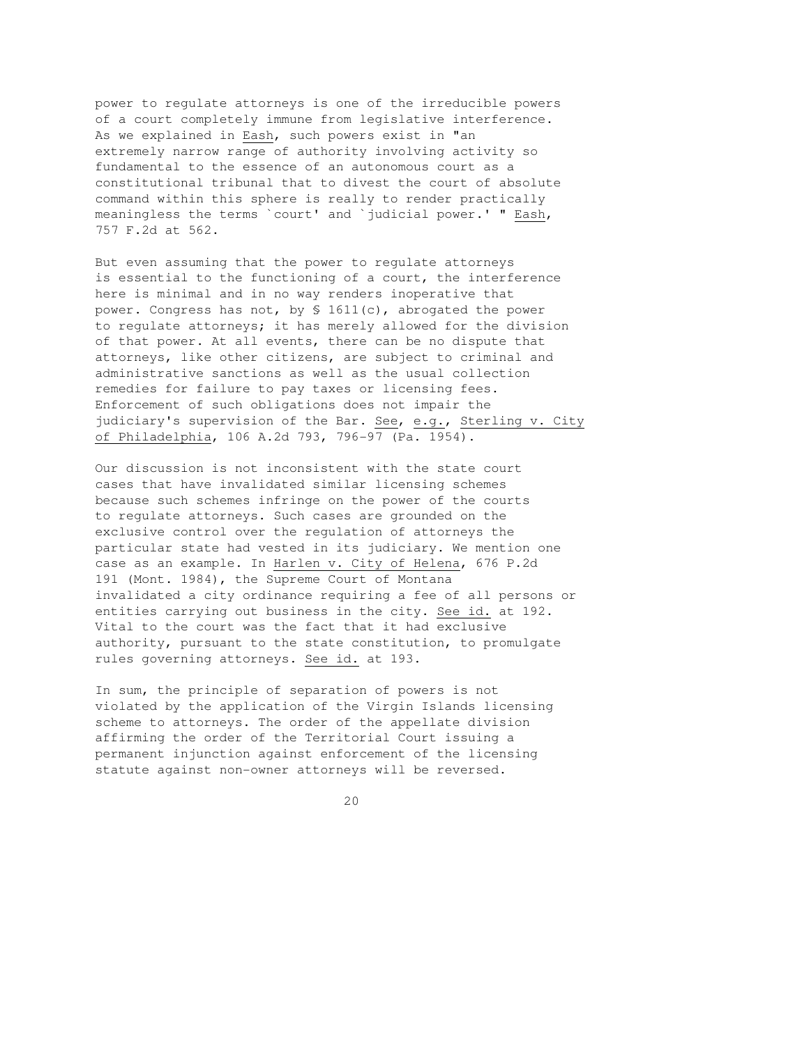power to regulate attorneys is one of the irreducible powers of a court completely immune from legislative interference. As we explained in Eash, such powers exist in "an extremely narrow range of authority involving activity so fundamental to the essence of an autonomous court as a constitutional tribunal that to divest the court of absolute command within this sphere is really to render practically meaningless the terms `court' and `judicial power.' " Eash, 757 F.2d at 562.

But even assuming that the power to regulate attorneys is essential to the functioning of a court, the interference here is minimal and in no way renders inoperative that power. Congress has not, by § 1611(c), abrogated the power to regulate attorneys; it has merely allowed for the division of that power. At all events, there can be no dispute that attorneys, like other citizens, are subject to criminal and administrative sanctions as well as the usual collection remedies for failure to pay taxes or licensing fees. Enforcement of such obligations does not impair the judiciary's supervision of the Bar. See, e.g., Sterling v. City of Philadelphia, 106 A.2d 793, 796-97 (Pa. 1954).

Our discussion is not inconsistent with the state court cases that have invalidated similar licensing schemes because such schemes infringe on the power of the courts to regulate attorneys. Such cases are grounded on the exclusive control over the regulation of attorneys the particular state had vested in its judiciary. We mention one case as an example. In Harlen v. City of Helena, 676 P.2d 191 (Mont. 1984), the Supreme Court of Montana invalidated a city ordinance requiring a fee of all persons or entities carrying out business in the city. See id. at 192. Vital to the court was the fact that it had exclusive authority, pursuant to the state constitution, to promulgate rules governing attorneys. See id. at 193.

In sum, the principle of separation of powers is not violated by the application of the Virgin Islands licensing scheme to attorneys. The order of the appellate division affirming the order of the Territorial Court issuing a permanent injunction against enforcement of the licensing statute against non-owner attorneys will be reversed.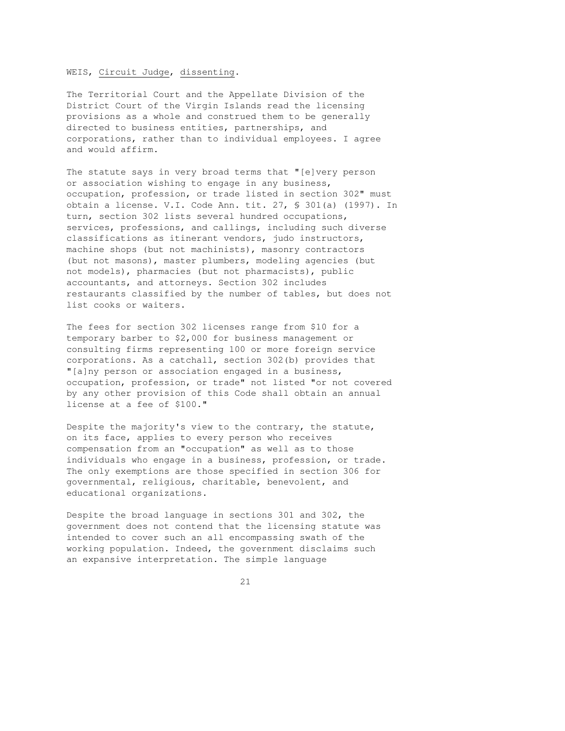WEIS, Circuit Judge, dissenting.

The Territorial Court and the Appellate Division of the District Court of the Virgin Islands read the licensing provisions as a whole and construed them to be generally directed to business entities, partnerships, and corporations, rather than to individual employees. I agree and would affirm.

The statute says in very broad terms that "[e]very person or association wishing to engage in any business, occupation, profession, or trade listed in section 302" must obtain a license. V.I. Code Ann. tit. 27, § 301(a) (1997). In turn, section 302 lists several hundred occupations, services, professions, and callings, including such diverse classifications as itinerant vendors, judo instructors, machine shops (but not machinists), masonry contractors (but not masons), master plumbers, modeling agencies (but not models), pharmacies (but not pharmacists), public accountants, and attorneys. Section 302 includes restaurants classified by the number of tables, but does not list cooks or waiters.

The fees for section 302 licenses range from $10 for a temporary barber to $2,000 for business management or consulting firms representing 100 or more foreign service corporations. As a catchall, section 302(b) provides that "[a]ny person or association engaged in a business, occupation, profession, or trade" not listed "or not covered by any other provision of this Code shall obtain an annual license at a fee of $100."

Despite the majority's view to the contrary, the statute, on its face, applies to every person who receives compensation from an "occupation" as well as to those individuals who engage in a business, profession, or trade. The only exemptions are those specified in section 306 for governmental, religious, charitable, benevolent, and educational organizations.

Despite the broad language in sections 301 and 302, the government does not contend that the licensing statute was intended to cover such an all encompassing swath of the working population. Indeed, the government disclaims such an expansive interpretation. The simple language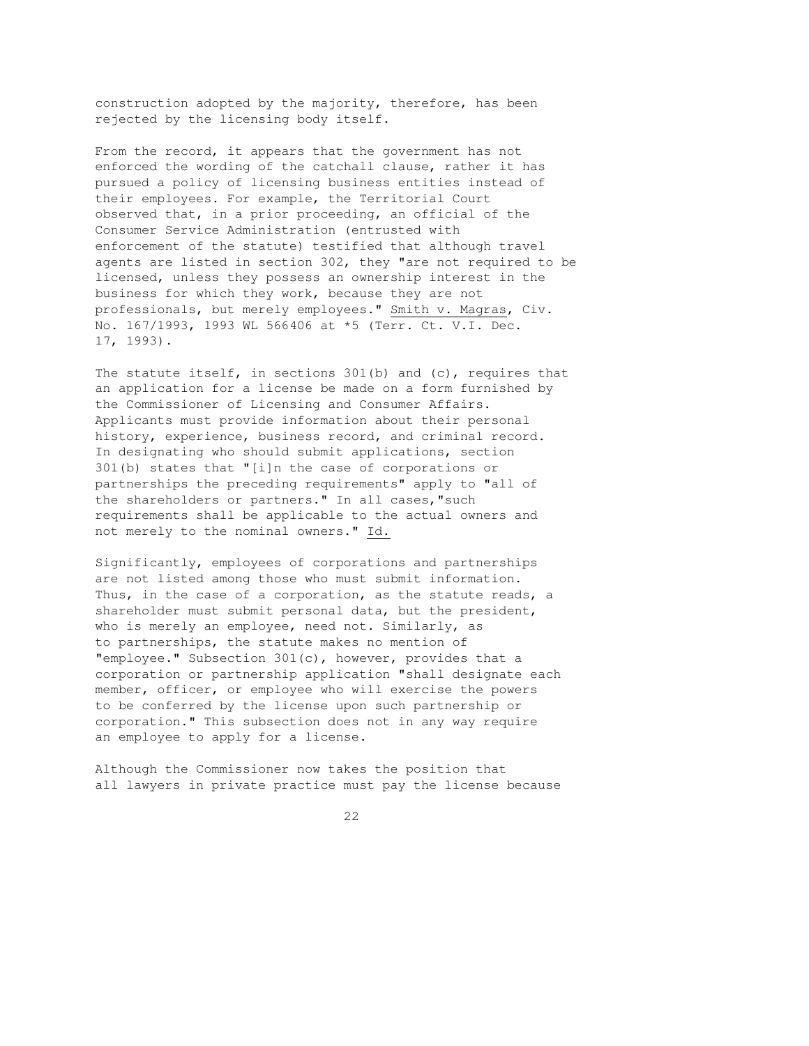construction adopted by the majority, therefore, has been rejected by the licensing body itself.

From the record, it appears that the government has not enforced the wording of the catchall clause, rather it has pursued a policy of licensing business entities instead of their employees. For example, the Territorial Court observed that, in a prior proceeding, an official of the Consumer Service Administration (entrusted with enforcement of the statute) testified that although travel agents are listed in section 302, they "are not required to be licensed, unless they possess an ownership interest in the business for which they work, because they are not professionals, but merely employees." Smith v. Magras, Civ. No. 167/1993, 1993 WL 566406 at *5 (Terr. Ct. V.I. Dec. 17, 1993).

The statute itself, in sections 301(b) and (c), requires that an application for a license be made on a form furnished by the Commissioner of Licensing and Consumer Affairs. Applicants must provide information about their personal history, experience, business record, and criminal record. In designating who should submit applications, section 301(b) states that "[i]n the case of corporations or partnerships the preceding requirements" apply to "all of the shareholders or partners." In all cases,"such requirements shall be applicable to the actual owners and not merely to the nominal owners." Id.

Significantly, employees of corporations and partnerships are not listed among those who must submit information. Thus, in the case of a corporation, as the statute reads, a shareholder must submit personal data, but the president, who is merely an employee, need not. Similarly, as to partnerships, the statute makes no mention of "employee." Subsection 301(c), however, provides that a corporation or partnership application "shall designate each member, officer, or employee who will exercise the powers to be conferred by the license upon such partnership or corporation." This subsection does not in any way require an employee to apply for a license.

Although the Commissioner now takes the position that all lawyers in private practice must pay the license because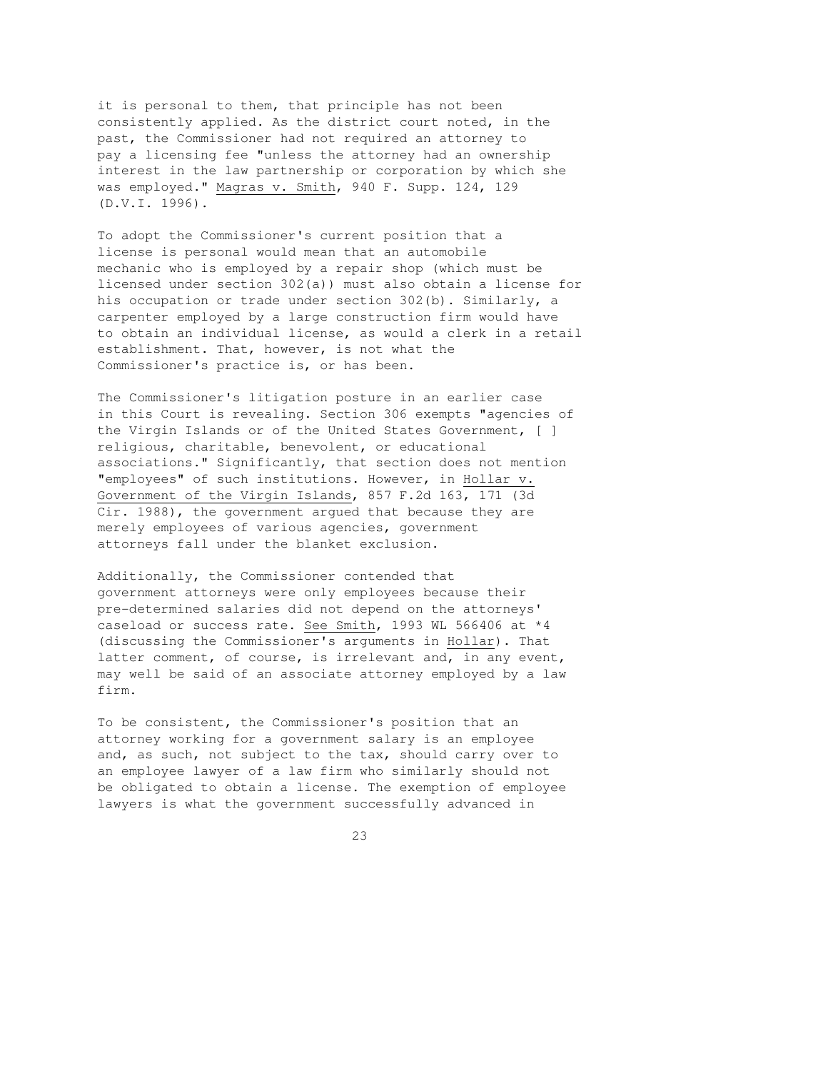it is personal to them, that principle has not been consistently applied. As the district court noted, in the past, the Commissioner had not required an attorney to pay a licensing fee "unless the attorney had an ownership interest in the law partnership or corporation by which she was employed." Magras v. Smith, 940 F. Supp. 124, 129 (D.V.I. 1996).

To adopt the Commissioner's current position that a license is personal would mean that an automobile mechanic who is employed by a repair shop (which must be licensed under section 302(a)) must also obtain a license for his occupation or trade under section 302(b). Similarly, a carpenter employed by a large construction firm would have to obtain an individual license, as would a clerk in a retail establishment. That, however, is not what the Commissioner's practice is, or has been.

The Commissioner's litigation posture in an earlier case in this Court is revealing. Section 306 exempts "agencies of the Virgin Islands or of the United States Government, [ ] religious, charitable, benevolent, or educational associations." Significantly, that section does not mention "employees" of such institutions. However, in Hollar v. Government of the Virgin Islands, 857 F.2d 163, 171 (3d Cir. 1988), the government argued that because they are merely employees of various agencies, government attorneys fall under the blanket exclusion.

Additionally, the Commissioner contended that government attorneys were only employees because their pre-determined salaries did not depend on the attorneys' caseload or success rate. See Smith, 1993 WL 566406 at *4 (discussing the Commissioner's arguments in Hollar). That latter comment, of course, is irrelevant and, in any event, may well be said of an associate attorney employed by a law firm.

To be consistent, the Commissioner's position that an attorney working for a government salary is an employee and, as such, not subject to the tax, should carry over to an employee lawyer of a law firm who similarly should not be obligated to obtain a license. The exemption of employee lawyers is what the government successfully advanced in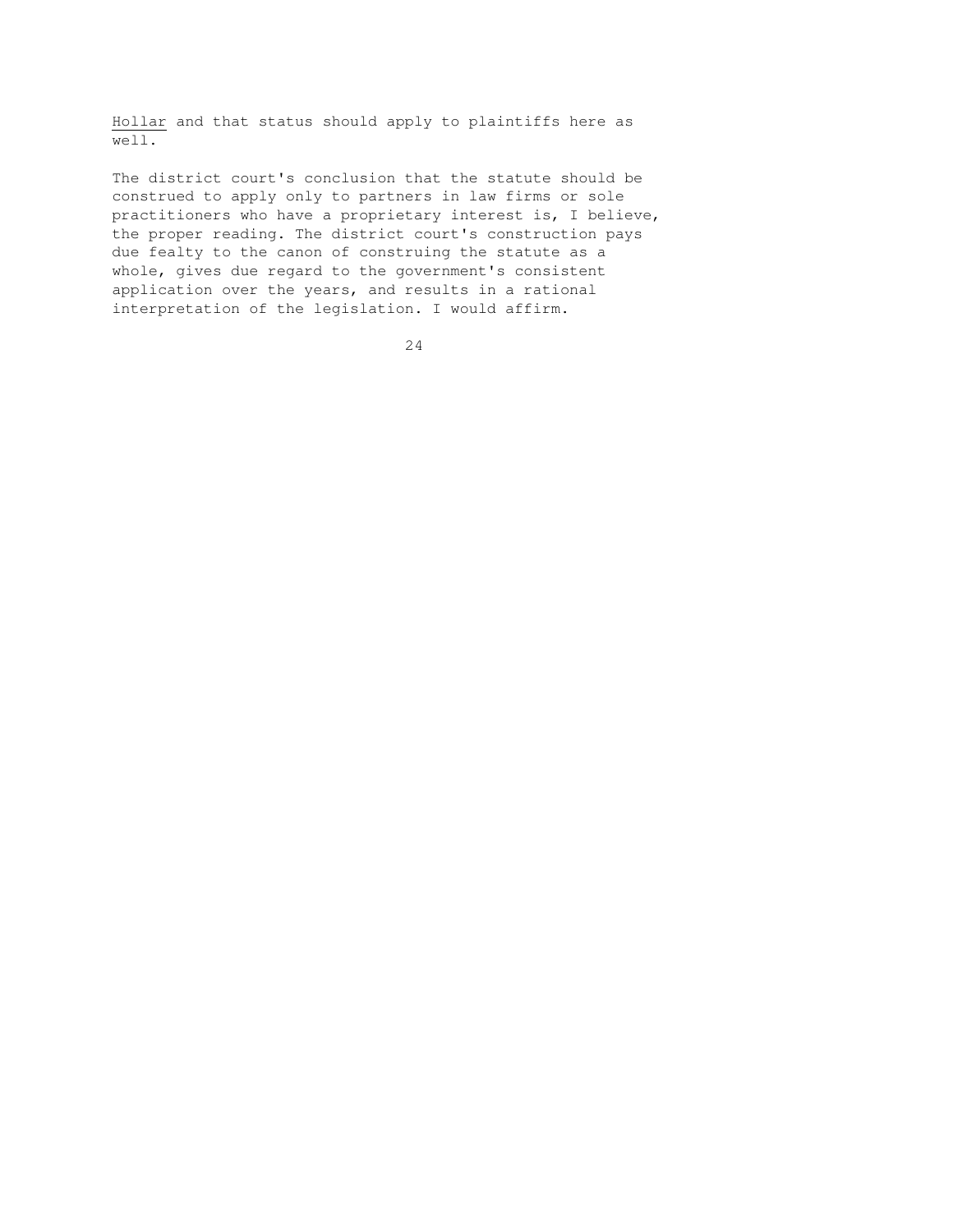Hollar and that status should apply to plaintiffs here as well.

The district court's conclusion that the statute should be construed to apply only to partners in law firms or sole practitioners who have a proprietary interest is, I believe, the proper reading. The district court's construction pays due fealty to the canon of construing the statute as a whole, gives due regard to the government's consistent application over the years, and results in a rational interpretation of the legislation. I would affirm.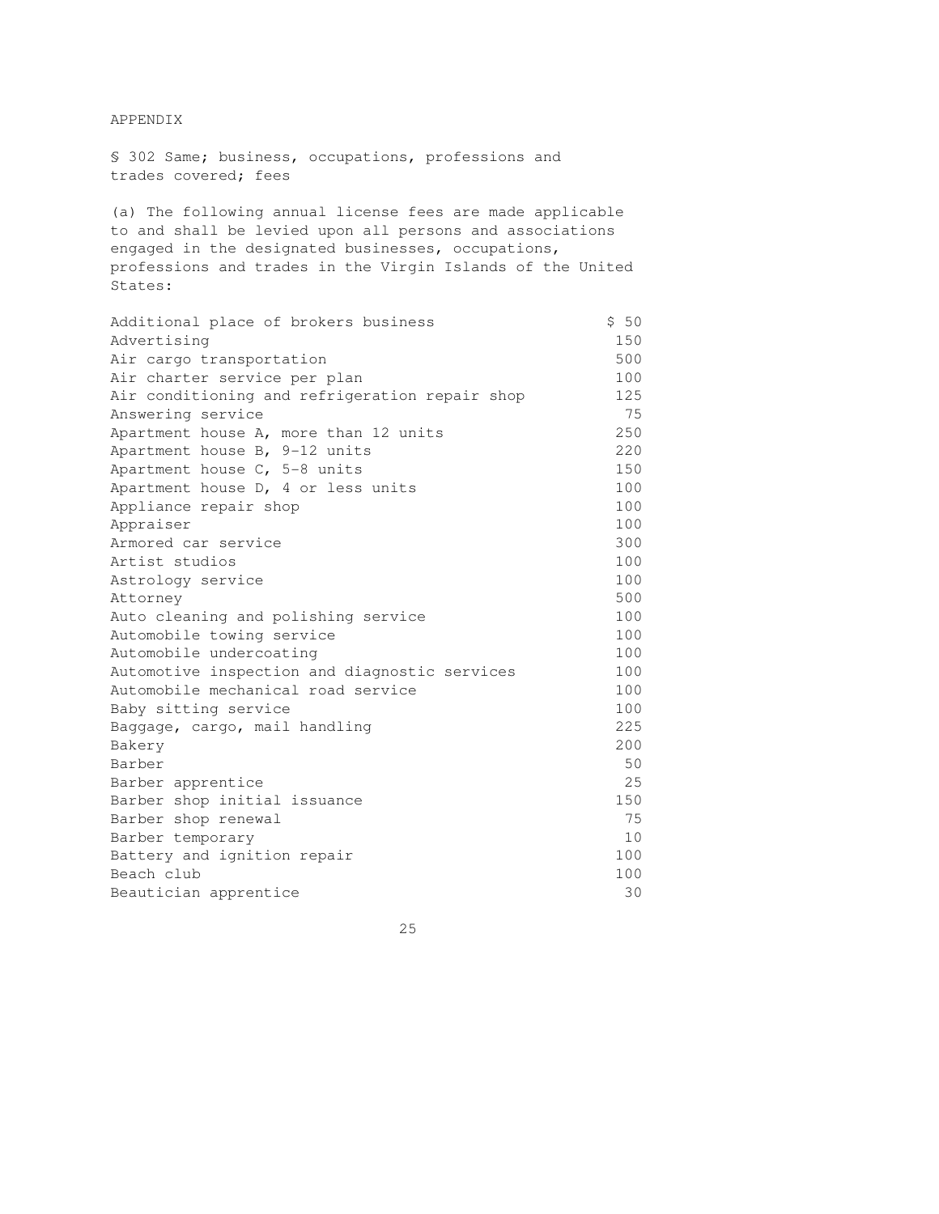APPENDIX

§ 302 Same; business, occupations, professions and trades covered; fees

(a) The following annual license fees are made applicable to and shall be levied upon all persons and associations engaged in the designated businesses, occupations, professions and trades in the Virgin Islands of the United States:

| | |
|---|---|
| Additional place of brokers business | $ 50 |
| Advertising | 150 |
| Air cargo transportation | 500 |
| Air charter service per plan | 100 |
| Air conditioning and refrigeration repair shop | 125 |
| Answering service | 75 |
| Apartment house A, more than 12 units | 250 |
| Apartment house B, 9-12 units | 220 |
| Apartment house C, 5-8 units | 150 |
| Apartment house D, 4 or less units | 100 |
| Appliance repair shop | 100 |
| Appraiser | 100 |
| Armored car service | 300 |
| Artist studios | 100 |
| Astrology service | 100 |
| Attorney | 500 |
| Auto cleaning and polishing service | 100 |
| Automobile towing service | 100 |
| Automobile undercoating | 100 |
| Automotive inspection and diagnostic services | 100 |
| Automobile mechanical road service | 100 |
| Baby sitting service | 100 |
| Baggage, cargo, mail handling | 225 |
| Bakery | 200 |
| Barber | 50 |
| Barber apprentice | 25 |
| Barber shop initial issuance | 150 |
| Barber shop renewal | 75 |
| Barber temporary | 10 |
| Battery and ignition repair | 100 |
| Beach club | 100 |
| Beautician apprentice | 30 |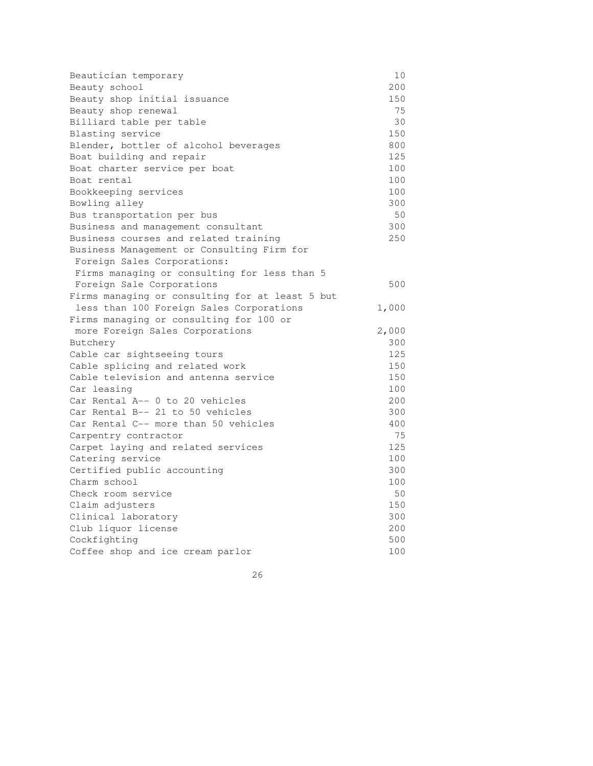| | |
|---|---|
| Beautician temporary | 10 |
| Beauty school | 200 |
| Beauty shop initial issuance | 150 |
| Beauty shop renewal | 75 |
| Billiard table per table | 30 |
| Blasting service | 150 |
| Blender, bottler of alcohol beverages | 800 |
| Boat building and repair | 125 |
| Boat charter service per boat | 100 |
| Boat rental | 100 |
| Bookkeeping services | 100 |
| Bowling alley | 300 |
| Bus transportation per bus | 50 |
| Business and management consultant | 300 |
| Business courses and related training | 250 |
| Business Management or Consulting Firm for Foreign Sales Corporations: | |
| Firms managing or consulting for less than 5 Foreign Sale Corporations | 500 |
| Firms managing or consulting for at least 5 but less than 100 Foreign Sales Corporations | 1,000 |
| Firms managing or consulting for 100 or more Foreign Sales Corporations | 2,000 |
| Butchery | 300 |
| Cable car sightseeing tours | 125 |
| Cable splicing and related work | 150 |
| Cable television and antenna service | 150 |
| Car leasing | 100 |
| Car Rental A-- 0 to 20 vehicles | 200 |
| Car Rental B-- 21 to 50 vehicles | 300 |
| Car Rental C-- more than 50 vehicles | 400 |
| Carpentry contractor | 75 |
| Carpet laying and related services | 125 |
| Catering service | 100 |
| Certified public accounting | 300 |
| Charm school | 100 |
| Check room service | 50 |
| Claim adjusters | 150 |
| Clinical laboratory | 300 |
| Club liquor license | 200 |
| Cockfighting | 500 |
| Coffee shop and ice cream parlor | 100 |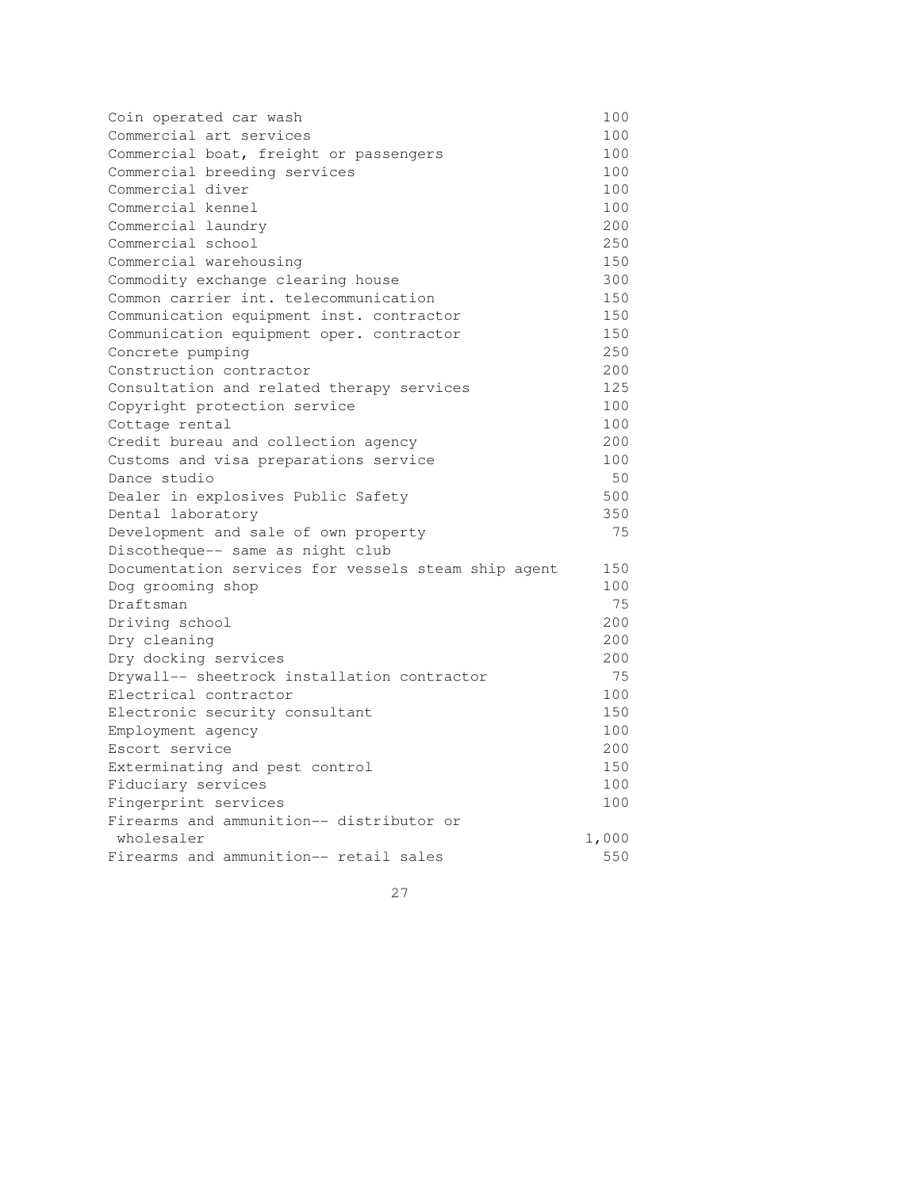| | |
|---|---|
| Coin operated car wash | 100 |
| Commercial art services | 100 |
| Commercial boat, freight or passengers | 100 |
| Commercial breeding services | 100 |
| Commercial diver | 100 |
| Commercial kennel | 100 |
| Commercial laundry | 200 |
| Commercial school | 250 |
| Commercial warehousing | 150 |
| Commodity exchange clearing house | 300 |
| Common carrier int. telecommunication | 150 |
| Communication equipment inst. contractor | 150 |
| Communication equipment oper. contractor | 150 |
| Concrete pumping | 250 |
| Construction contractor | 200 |
| Consultation and related therapy services | 125 |
| Copyright protection service | 100 |
| Cottage rental | 100 |
| Credit bureau and collection agency | 200 |
| Customs and visa preparations service | 100 |
| Dance studio | 50 |
| Dealer in explosives Public Safety | 500 |
| Dental laboratory | 350 |
| Development and sale of own property | 75 |
| Discotheque-- same as night club | |
| Documentation services for vessels steam ship agent | 150 |
| Dog grooming shop | 100 |
| Draftsman | 75 |
| Driving school | 200 |
| Dry cleaning | 200 |
| Dry docking services | 200 |
| Drywall-- sheetrock installation contractor | 75 |
| Electrical contractor | 100 |
| Electronic security consultant | 150 |
| Employment agency | 100 |
| Escort service | 200 |
| Exterminating and pest control | 150 |
| Fiduciary services | 100 |
| Fingerprint services | 100 |
| Firearms and ammunition-- distributor or wholesaler | 1,000 |
| Firearms and ammunition-- retail sales | 550 |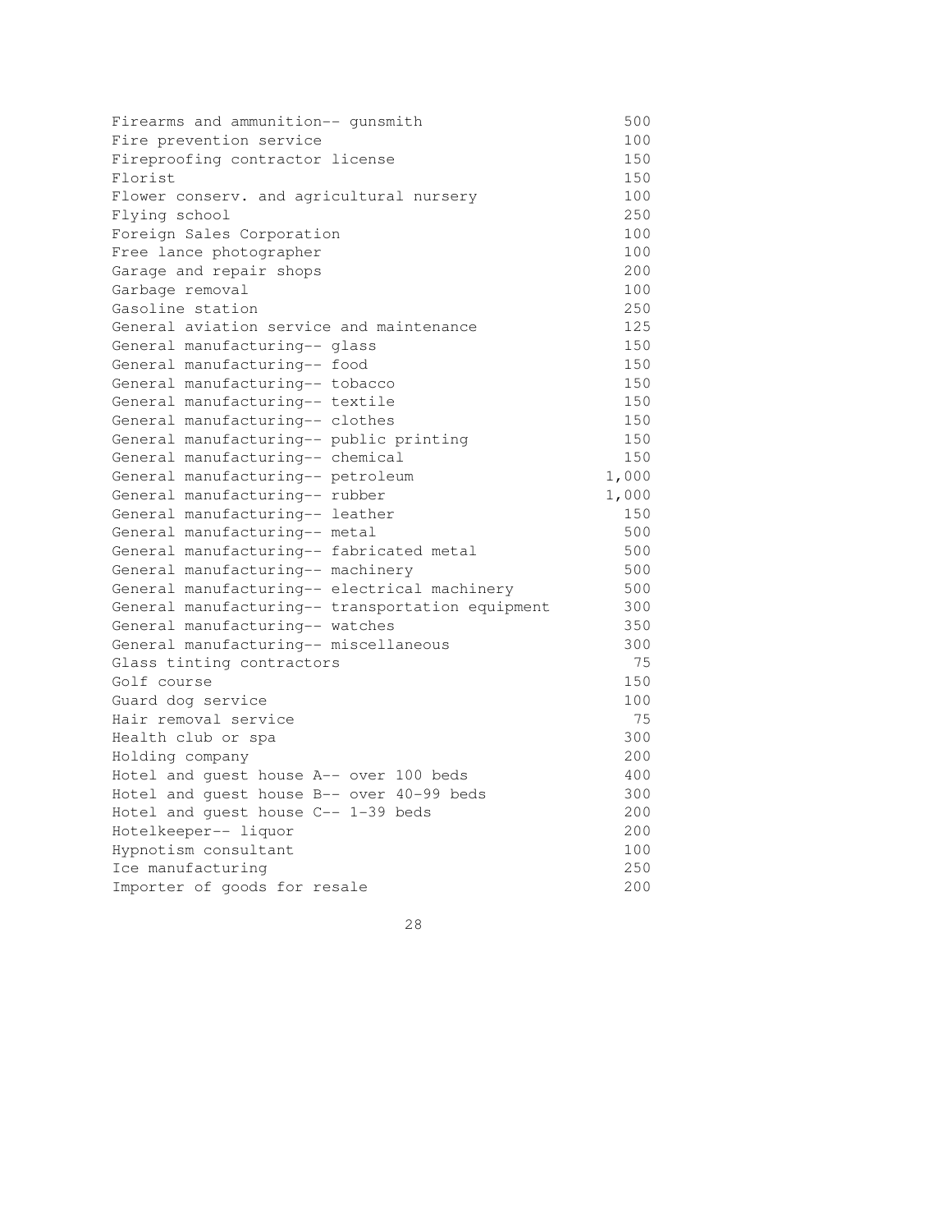| | |
|---|---|
| Firearms and ammunition-- gunsmith | 500 |
| Fire prevention service | 100 |
| Fireproofing contractor license | 150 |
| Florist | 150 |
| Flower conserv. and agricultural nursery | 100 |
| Flying school | 250 |
| Foreign Sales Corporation | 100 |
| Free lance photographer | 100 |
| Garage and repair shops | 200 |
| Garbage removal | 100 |
| Gasoline station | 250 |
| General aviation service and maintenance | 125 |
| General manufacturing-- glass | 150 |
| General manufacturing-- food | 150 |
| General manufacturing-- tobacco | 150 |
| General manufacturing-- textile | 150 |
| General manufacturing-- clothes | 150 |
| General manufacturing-- public printing | 150 |
| General manufacturing-- chemical | 150 |
| General manufacturing-- petroleum | 1,000 |
| General manufacturing-- rubber | 1,000 |
| General manufacturing-- leather | 150 |
| General manufacturing-- metal | 500 |
| General manufacturing-- fabricated metal | 500 |
| General manufacturing-- machinery | 500 |
| General manufacturing-- electrical machinery | 500 |
| General manufacturing-- transportation equipment | 300 |
| General manufacturing-- watches | 350 |
| General manufacturing-- miscellaneous | 300 |
| Glass tinting contractors | 75 |
| Golf course | 150 |
| Guard dog service | 100 |
| Hair removal service | 75 |
| Health club or spa | 300 |
| Holding company | 200 |
| Hotel and guest house A-- over 100 beds | 400 |
| Hotel and guest house B-- over 40-99 beds | 300 |
| Hotel and guest house C-- 1-39 beds | 200 |
| Hotelkeeper-- liquor | 200 |
| Hypnotism consultant | 100 |
| Ice manufacturing | 250 |
| Importer of goods for resale | 200 |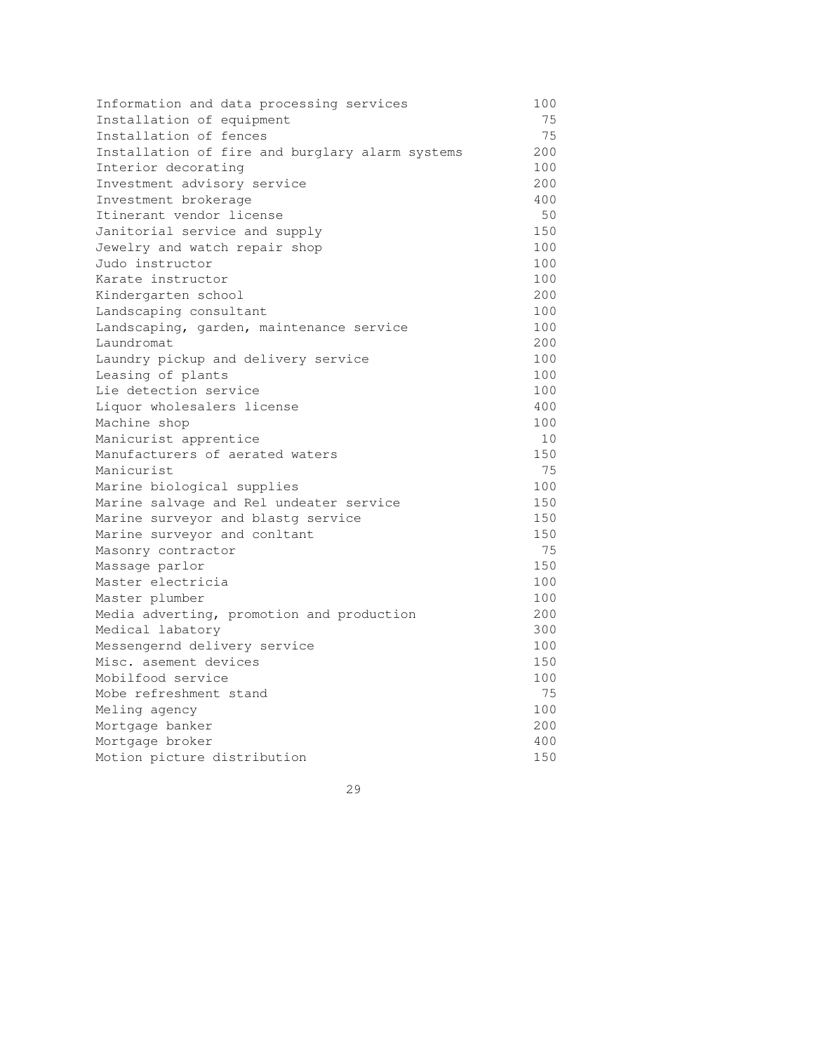| | |
|---|---|
| Information and data processing services | 100 |
| Installation of equipment | 75 |
| Installation of fences | 75 |
| Installation of fire and burglary alarm systems | 200 |
| Interior decorating | 100 |
| Investment advisory service | 200 |
| Investment brokerage | 400 |
| Itinerant vendor license | 50 |
| Janitorial service and supply | 150 |
| Jewelry and watch repair shop | 100 |
| Judo instructor | 100 |
| Karate instructor | 100 |
| Kindergarten school | 200 |
| Landscaping consultant | 100 |
| Landscaping, garden, maintenance service | 100 |
| Laundromat | 200 |
| Laundry pickup and delivery service | 100 |
| Leasing of plants | 100 |
| Lie detection service | 100 |
| Liquor wholesalers license | 400 |
| Machine shop | 100 |
| Manicurist apprentice | 10 |
| Manufacturers of aerated waters | 150 |
| Manicurist | 75 |
| Marine biological supplies | 100 |
| Marine salvage and Rel undeater service | 150 |
| Marine surveyor and blastg service | 150 |
| Marine surveyor and conltant | 150 |
| Masonry contractor | 75 |
| Massage parlor | 150 |
| Master electricia | 100 |
| Master plumber | 100 |
| Media adverting, promotion and production | 200 |
| Medical labatory | 300 |
| Messengernd delivery service | 100 |
| Misc. asement devices | 150 |
| Mobilfood service | 100 |
| Mobe refreshment stand | 75 |
| Meling agency | 100 |
| Mortgage banker | 200 |
| Mortgage broker | 400 |
| Motion picture distribution | 150 |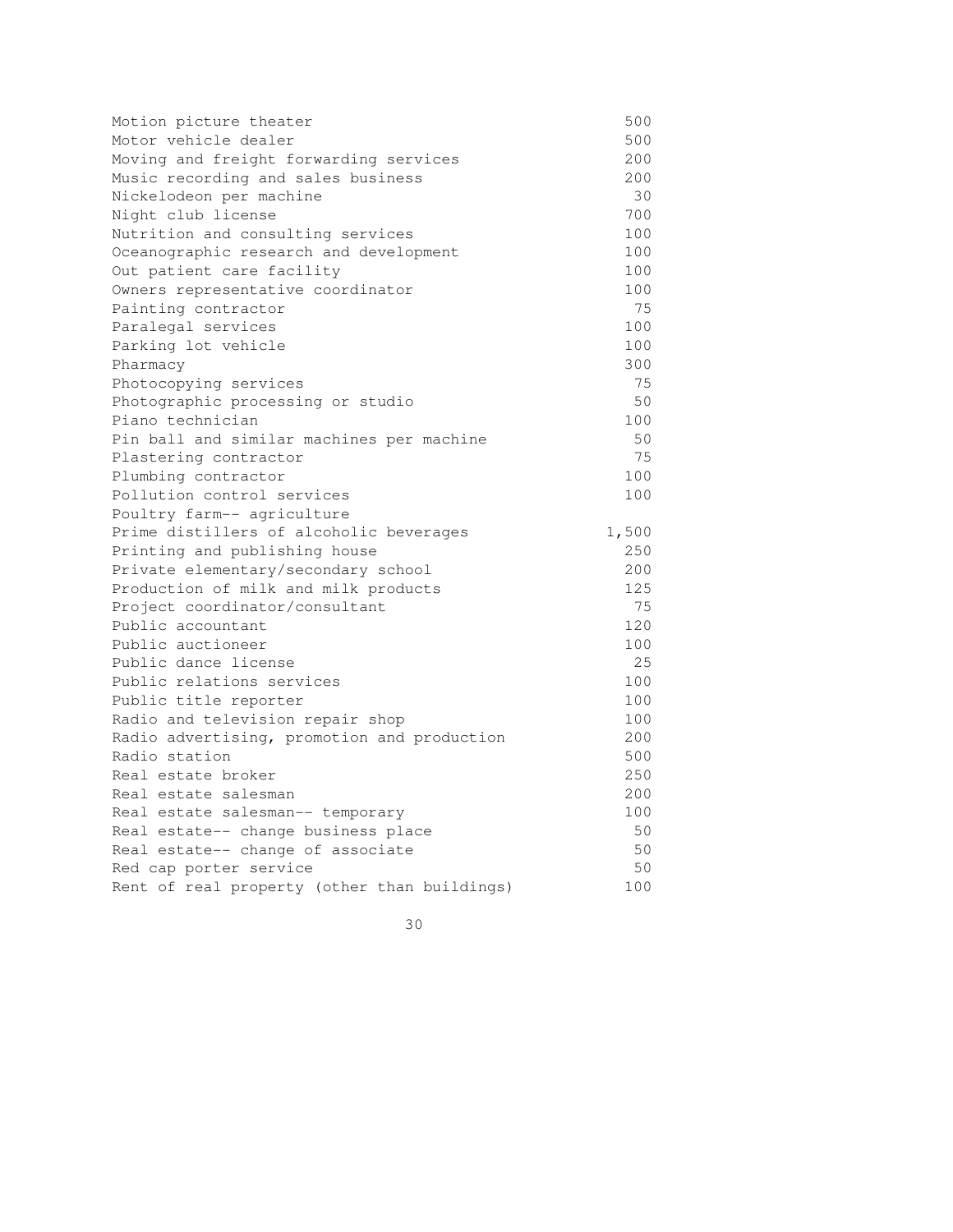| | |
|---|---|
| Motion picture theater | 500 |
| Motor vehicle dealer | 500 |
| Moving and freight forwarding services | 200 |
| Music recording and sales business | 200 |
| Nickelodeon per machine | 30 |
| Night club license | 700 |
| Nutrition and consulting services | 100 |
| Oceanographic research and development | 100 |
| Out patient care facility | 100 |
| Owners representative coordinator | 100 |
| Painting contractor | 75 |
| Paralegal services | 100 |
| Parking lot vehicle | 100 |
| Pharmacy | 300 |
| Photocopying services | 75 |
| Photographic processing or studio | 50 |
| Piano technician | 100 |
| Pin ball and similar machines per machine | 50 |
| Plastering contractor | 75 |
| Plumbing contractor | 100 |
| Pollution control services | 100 |
| Poultry farm-- agriculture | |
| Prime distillers of alcoholic beverages | 1,500 |
| Printing and publishing house | 250 |
| Private elementary/secondary school | 200 |
| Production of milk and milk products | 125 |
| Project coordinator/consultant | 75 |
| Public accountant | 120 |
| Public auctioneer | 100 |
| Public dance license | 25 |
| Public relations services | 100 |
| Public title reporter | 100 |
| Radio and television repair shop | 100 |
| Radio advertising, promotion and production | 200 |
| Radio station | 500 |
| Real estate broker | 250 |
| Real estate salesman | 200 |
| Real estate salesman-- temporary | 100 |
| Real estate-- change business place | 50 |
| Real estate-- change of associate | 50 |
| Red cap porter service | 50 |
| Rent of real property (other than buildings) | 100 |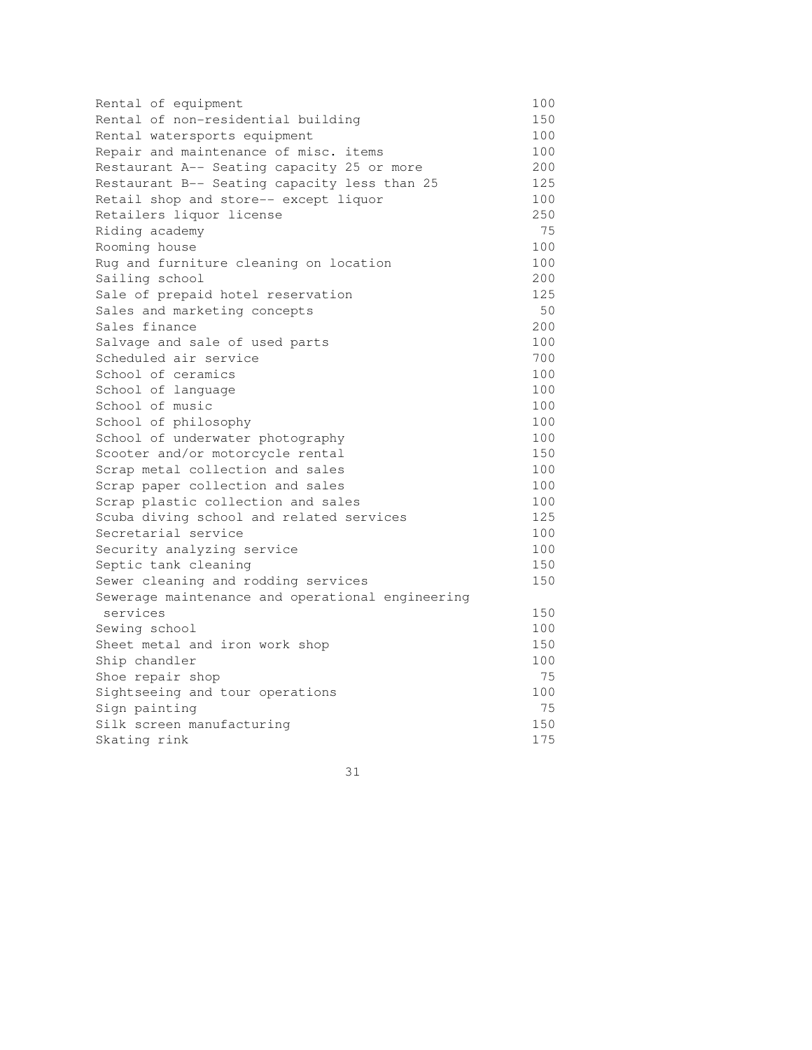| | |
|---|---|
| Rental of equipment | 100 |
| Rental of non-residential building | 150 |
| Rental watersports equipment | 100 |
| Repair and maintenance of misc. items | 100 |
| Restaurant A-- Seating capacity 25 or more | 200 |
| Restaurant B-- Seating capacity less than 25 | 125 |
| Retail shop and store-- except liquor | 100 |
| Retailers liquor license | 250 |
| Riding academy | 75 |
| Rooming house | 100 |
| Rug and furniture cleaning on location | 100 |
| Sailing school | 200 |
| Sale of prepaid hotel reservation | 125 |
| Sales and marketing concepts | 50 |
| Sales finance | 200 |
| Salvage and sale of used parts | 100 |
| Scheduled air service | 700 |
| School of ceramics | 100 |
| School of language | 100 |
| School of music | 100 |
| School of philosophy | 100 |
| School of underwater photography | 100 |
| Scooter and/or motorcycle rental | 150 |
| Scrap metal collection and sales | 100 |
| Scrap paper collection and sales | 100 |
| Scrap plastic collection and sales | 100 |
| Scuba diving school and related services | 125 |
| Secretarial service | 100 |
| Security analyzing service | 100 |
| Septic tank cleaning | 150 |
| Sewer cleaning and rodding services | 150 |
| Sewerage maintenance and operational engineering services | 150 |
| Sewing school | 100 |
| Sheet metal and iron work shop | 150 |
| Ship chandler | 100 |
| Shoe repair shop | 75 |
| Sightseeing and tour operations | 100 |
| Sign painting | 75 |
| Silk screen manufacturing | 150 |
| Skating rink | 175 |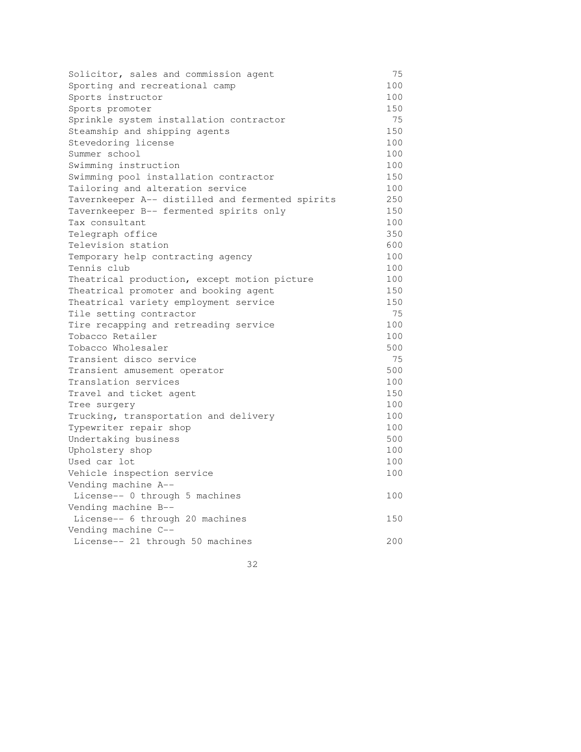| | |
|---|---|
| Solicitor, sales and commission agent | 75 |
| Sporting and recreational camp | 100 |
| Sports instructor | 100 |
| Sports promoter | 150 |
| Sprinkle system installation contractor | 75 |
| Steamship and shipping agents | 150 |
| Stevedoring license | 100 |
| Summer school | 100 |
| Swimming instruction | 100 |
| Swimming pool installation contractor | 150 |
| Tailoring and alteration service | 100 |
| Tavernkeeper A-- distilled and fermented spirits | 250 |
| Tavernkeeper B-- fermented spirits only | 150 |
| Tax consultant | 100 |
| Telegraph office | 350 |
| Television station | 600 |
| Temporary help contracting agency | 100 |
| Tennis club | 100 |
| Theatrical production, except motion picture | 100 |
| Theatrical promoter and booking agent | 150 |
| Theatrical variety employment service | 150 |
| Tile setting contractor | 75 |
| Tire recapping and retreading service | 100 |
| Tobacco Retailer | 100 |
| Tobacco Wholesaler | 500 |
| Transient disco service | 75 |
| Transient amusement operator | 500 |
| Translation services | 100 |
| Travel and ticket agent | 150 |
| Tree surgery | 100 |
| Trucking, transportation and delivery | 100 |
| Typewriter repair shop | 100 |
| Undertaking business | 500 |
| Upholstery shop | 100 |
| Used car lot | 100 |
| Vehicle inspection service | 100 |
| Vending machine A-- License-- 0 through 5 machines | 100 |
| Vending machine B-- License-- 6 through 20 machines | 150 |
| Vending machine C-- License-- 21 through 50 machines | 200 |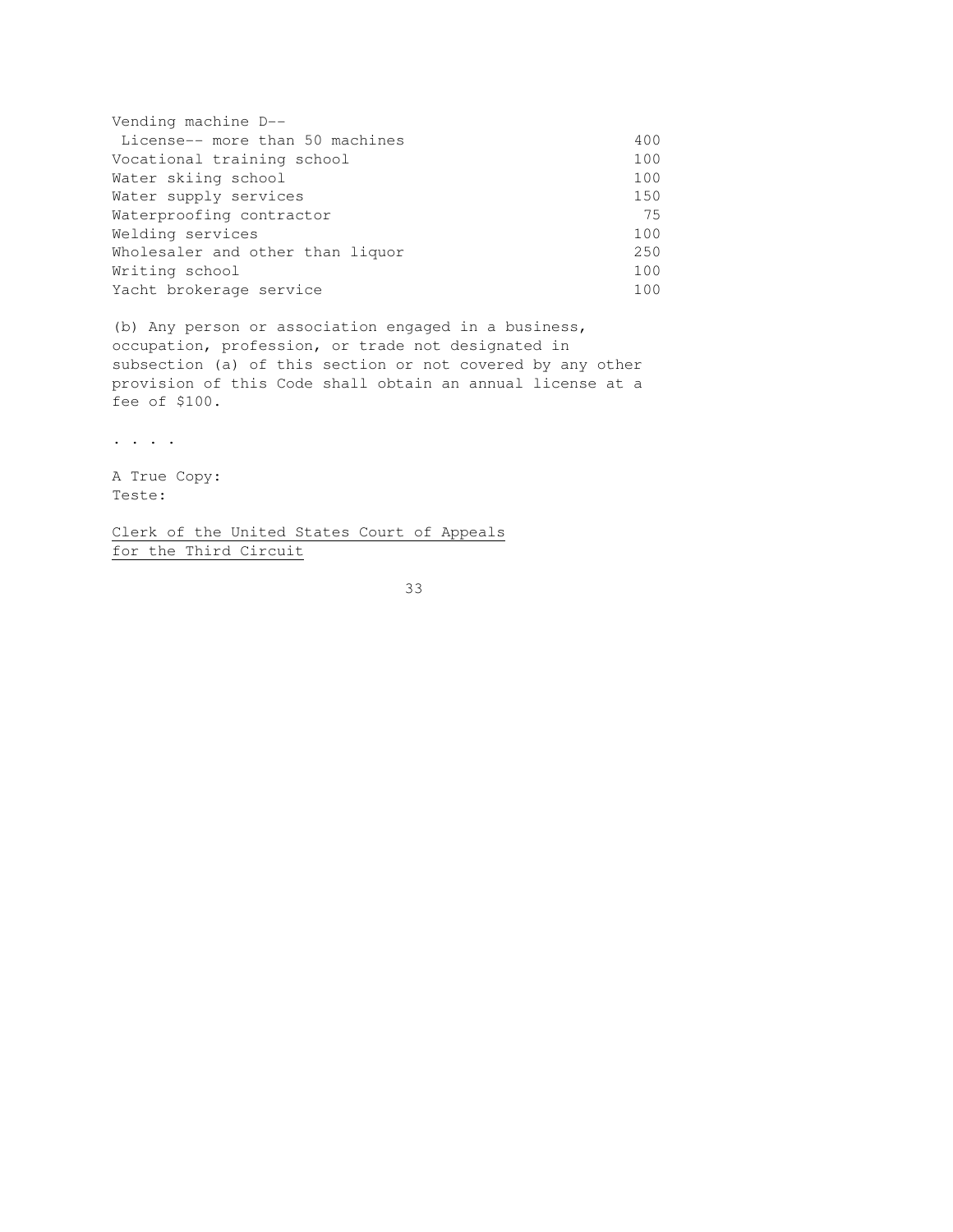| | |
|---|---|
| Vending machine D-- | |
| License-- more than 50 machines | 400 |
| Vocational training school | 100 |
| Water skiing school | 100 |
| Water supply services | 150 |
| Waterproofing contractor | 75 |
| Welding services | 100 |
| Wholesaler and other than liquor | 250 |
| Writing school | 100 |
| Yacht brokerage service | 100 |

(b) Any person or association engaged in a business, occupation, profession, or trade not designated in subsection (a) of this section or not covered by any other provision of this Code shall obtain an annual license at a fee of $100.

. . . .

A True Copy:
Teste:

Clerk of the United States Court of Appeals
for the Third Circuit